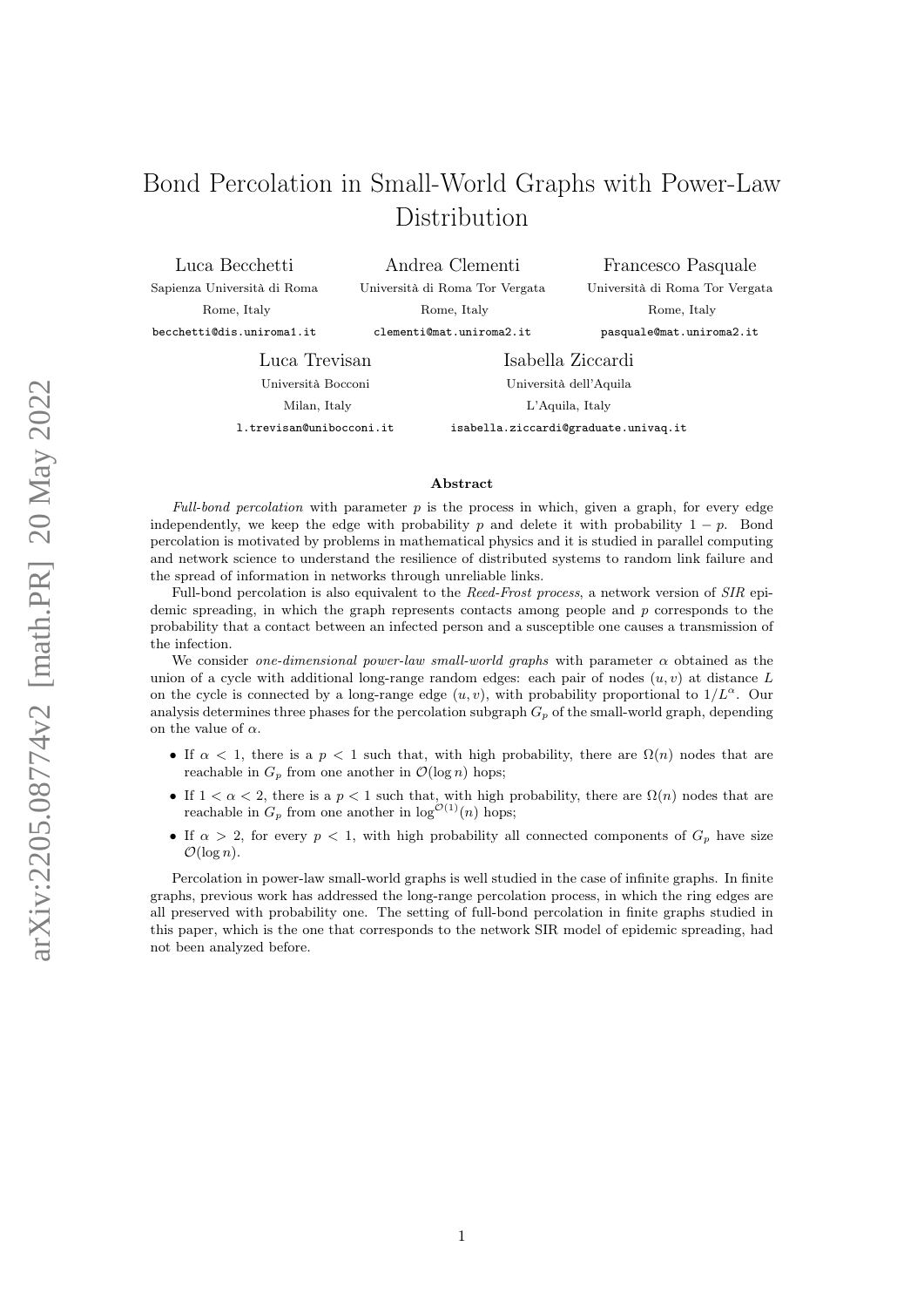# Bond Percolation in Small-World Graphs with Power-Law Distribution

Luca Becchetti
Sapienza Università di Roma
Rome, Italy
becchetti@dis.uniroma1.it

Andrea Clementi
Università di Roma Tor Vergata
Rome, Italy
clementi@mat.uniroma2.it

Francesco Pasquale
Università di Roma Tor Vergata
Rome, Italy
pasquale@mat.uniroma2.it

Luca Trevisan
Università Bocconi
Milan, Italy
l.trevisan@unibocconi.it

Isabella Ziccardi
Università dell'Aquila
L'Aquila, Italy
isabella.ziccardi@graduate.univaq.it

## Abstract

*Full-bond percolation* with parameter $p$ is the process in which, given a graph, for every edge independently, we keep the edge with probability $p$ and delete it with probability $1 - p$. Bond percolation is motivated by problems in mathematical physics and it is studied in parallel computing and network science to understand the resilience of distributed systems to random link failure and the spread of information in networks through unreliable links.

Full-bond percolation is also equivalent to the *Reed-Frost process*, a network version of *SIR* epidemic spreading, in which the graph represents contacts among people and $p$ corresponds to the probability that a contact between an infected person and a susceptible one causes a transmission of the infection.

We consider *one-dimensional power-law small-world graphs* with parameter $\alpha$ obtained as the union of a cycle with additional long-range random edges: each pair of nodes $(u, v)$ at distance $L$ on the cycle is connected by a long-range edge $(u, v)$, with probability proportional to $1/L^{\alpha}$. Our analysis determines three phases for the percolation subgraph $G_p$ of the small-world graph, depending on the value of $\alpha$.

- If $\alpha < 1$, there is a $p < 1$ such that, with high probability, there are $\Omega(n)$ nodes that are reachable in $G_p$ from one another in $\mathcal{O}(\log n)$ hops;
- If $1 < \alpha < 2$, there is a $p < 1$ such that, with high probability, there are $\Omega(n)$ nodes that are reachable in $G_p$ from one another in $\log^{\mathcal{O}(1)}(n)$ hops;
- If $\alpha > 2$, for every $p < 1$, with high probability all connected components of $G_p$ have size $\mathcal{O}(\log n)$.

Percolation in power-law small-world graphs is well studied in the case of infinite graphs. In finite graphs, previous work has addressed the long-range percolation process, in which the ring edges are all preserved with probability one. The setting of full-bond percolation in finite graphs studied in this paper, which is the one that corresponds to the network SIR model of epidemic spreading, had not been analyzed before.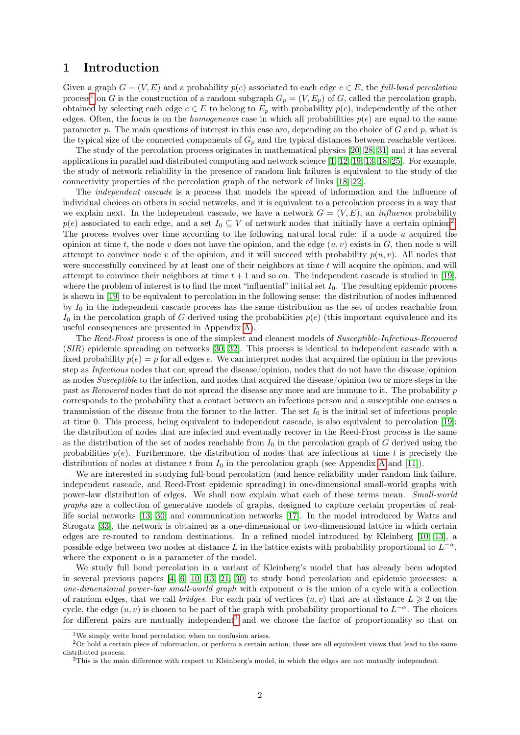## 1 Introduction

Given a graph $G = (V, E)$ and a probability $p(e)$ associated to each edge $e \in E$, the *full-bond percolation* process[1] on $G$ is the construction of a random subgraph $G_p = (V, E_p)$ of $G$, called the percolation graph, obtained by selecting each edge $e \in E$ to belong to $E_p$ with probability $p(e)$, independently of the other edges. Often, the focus is on the *homogeneous* case in which all probabilities $p(e)$ are equal to the same parameter $p$. The main questions of interest in this case are, depending on the choice of $G$ and $p$, what is the typical size of the connected components of $G_p$ and the typical distances between reachable vertices.

The study of the percolation process originates in mathematical physics [20, 28, 31] and it has several applications in parallel and distributed computing and network science [1, 12, 19, 13, 18, 25]. For example, the study of network reliability in the presence of random link failures is equivalent to the study of the connectivity properties of the percolation graph of the network of links [18, 22].

The *independent cascade* is a process that models the spread of information and the influence of individual choices on others in social networks, and it is equivalent to a percolation process in a way that we explain next. In the independent cascade, we have a network $G = (V, E)$, an *influence* probability $p(e)$ associated to each edge, and a set $I_0 \subseteq V$ of network nodes that initially have a certain opinion[2]. The process evolves over time according to the following natural local rule: if a node $u$ acquired the opinion at time $t$, the node $v$ does not have the opinion, and the edge $(u, v)$ exists in $G$, then node $u$ will attempt to convince node $v$ of the opinion, and it will succeed with probability $p(u, v)$. All nodes that were successfully convinced by at least one of their neighbors at time $t$ will acquire the opinion, and will attempt to convince their neighbors at time $t + 1$ and so on. The independent cascade is studied in [19], where the problem of interest is to find the most "influential" initial set $I_0$. The resulting epidemic process is shown in [19] to be equivalent to percolation in the following sense: the distribution of nodes influenced by $I_0$ in the independent cascade process has the same distribution as the set of nodes reachable from $I_0$ in the percolation graph of $G$ derived using the probabilities $p(e)$ (this important equivalence and its useful consequences are presented in Appendix A).

The *Reed-Frost* process is one of the simplest and cleanest models of *Susceptible-Infectious-Recovered* (*SIR*) epidemic spreading on networks [30, 32]. This process is identical to independent cascade with a fixed probability $p(e) = p$ for all edges $e$. We can interpret nodes that acquired the opinion in the previous step as *Infectious* nodes that can spread the disease/opinion, nodes that do not have the disease/opinion as nodes *Susceptible* to the infection, and nodes that acquired the disease/opinion two or more steps in the past as *Recovered* nodes that do not spread the disease any more and are immune to it. The probability $p$ corresponds to the probability that a contact between an infectious person and a susceptible one causes a transmission of the disease from the former to the latter. The set $I_0$ is the initial set of infectious people at time 0. This process, being equivalent to independent cascade, is also equivalent to percolation [19]: the distribution of nodes that are infected and eventually recover in the Reed-Frost process is the same as the distribution of the set of nodes reachable from $I_0$ in the percolation graph of $G$ derived using the probabilities $p(e)$. Furthermore, the distribution of nodes that are infectious at time $t$ is precisely the distribution of nodes at distance $t$ from $I_0$ in the percolation graph (see Appendix A and [11]).

We are interested in studying full-bond percolation (and hence reliability under random link failure, independent cascade, and Reed-Frost epidemic spreading) in one-dimensional small-world graphs with power-law distribution of edges. We shall now explain what each of these terms mean. *Small-world graphs* are a collection of generative models of graphs, designed to capture certain properties of real-life social networks [13, 30] and communication networks [17]. In the model introduced by Watts and Strogatz [33], the network is obtained as a one-dimensional or two-dimensional lattice in which certain edges are re-routed to random destinations. In a refined model introduced by Kleinberg [10, 13], a possible edge between two nodes at distance $L$ in the lattice exists with probability proportional to $L^{-\alpha}$, where the exponent $\alpha$ is a parameter of the model.

We study full bond percolation in a variant of Kleinberg's model that has already been adopted in several previous papers [4, 6, 10, 13, 21, 30] to study bond percolation and epidemic processes: a *one-dimensional power-law small-world graph* with exponent $\alpha$ is the union of a cycle with a collection of random edges, that we call *bridges*. For each pair of vertices $(u, v)$ that are at distance $L \geqslant 2$ on the cycle, the edge $(u, v)$ is chosen to be part of the graph with probability proportional to $L^{-\alpha}$. The choices for different pairs are mutually independent[3] and we choose the factor of proportionality so that on

[1] We simply write bond percolation when no confusion arises.

[2] Or hold a certain piece of information, or perform a certain action, these are all equivalent views that lead to the same distributed process.

[3] This is the main difference with respect to Kleinberg's model, in which the edges are not mutually independent.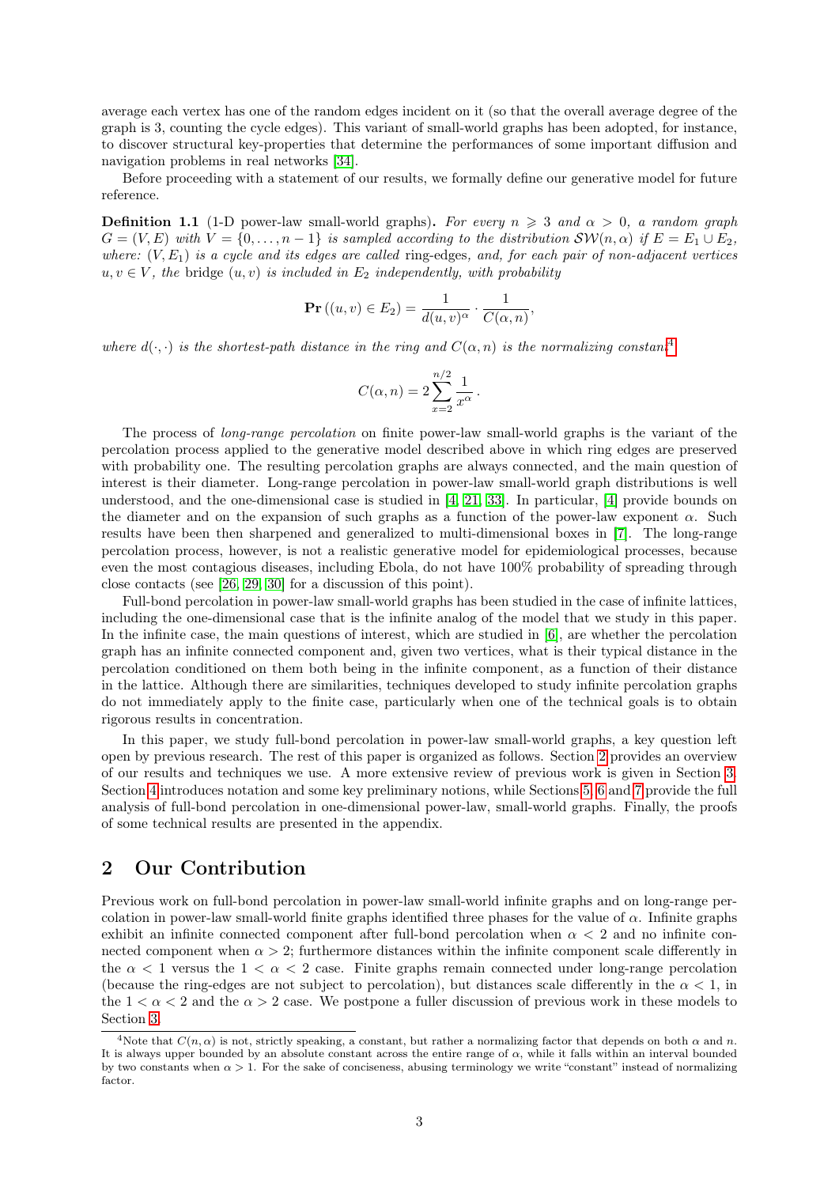average each vertex has one of the random edges incident on it (so that the overall average degree of the graph is 3, counting the cycle edges). This variant of small-world graphs has been adopted, for instance, to discover structural key-properties that determine the performances of some important diffusion and navigation problems in real networks [34].

Before proceeding with a statement of our results, we formally define our generative model for future reference.

**Definition 1.1** (1-D power-law small-world graphs)**.** *For every $n \geqslant 3$ and $\alpha > 0$, a random graph $G = (V, E)$ with $V = \{0, \ldots, n-1\}$ is sampled according to the distribution $\mathcal{SW}(n, \alpha)$ if $E = E_1 \cup E_2$, where: $(V, E_1)$ is a cycle and its edges are called* ring-edges*, and, for each pair of non-adjacent vertices $u, v \in V$, the* bridge *$(u, v)$ is included in $E_2$ independently, with probability*

$$\mathbf{Pr}\left((u, v) \in E_2\right) = \frac{1}{d(u, v)^{\alpha}} \cdot \frac{1}{C(\alpha, n)},$$

*where $d(\cdot, \cdot)$ is the shortest-path distance in the ring and $C(\alpha, n)$ is the normalizing constant*[4]

$$C(\alpha, n) = 2 \sum_{x=2}^{n/2} \frac{1}{x^{\alpha}}.$$

The process of *long-range percolation* on finite power-law small-world graphs is the variant of the percolation process applied to the generative model described above in which ring edges are preserved with probability one. The resulting percolation graphs are always connected, and the main question of interest is their diameter. Long-range percolation in power-law small-world graph distributions is well understood, and the one-dimensional case is studied in [4, 21, 33]. In particular, [4] provide bounds on the diameter and on the expansion of such graphs as a function of the power-law exponent $\alpha$. Such results have been then sharpened and generalized to multi-dimensional boxes in [7]. The long-range percolation process, however, is not a realistic generative model for epidemiological processes, because even the most contagious diseases, including Ebola, do not have 100% probability of spreading through close contacts (see [26, 29, 30] for a discussion of this point).

Full-bond percolation in power-law small-world graphs has been studied in the case of infinite lattices, including the one-dimensional case that is the infinite analog of the model that we study in this paper. In the infinite case, the main questions of interest, which are studied in [6], are whether the percolation graph has an infinite connected component and, given two vertices, what is their typical distance in the percolation conditioned on them both being in the infinite component, as a function of their distance in the lattice. Although there are similarities, techniques developed to study infinite percolation graphs do not immediately apply to the finite case, particularly when one of the technical goals is to obtain rigorous results in concentration.

In this paper, we study full-bond percolation in power-law small-world graphs, a key question left open by previous research. The rest of this paper is organized as follows. Section 2 provides an overview of our results and techniques we use. A more extensive review of previous work is given in Section 3. Section 4 introduces notation and some key preliminary notions, while Sections 5, 6 and 7 provide the full analysis of full-bond percolation in one-dimensional power-law, small-world graphs. Finally, the proofs of some technical results are presented in the appendix.

## 2 Our Contribution

Previous work on full-bond percolation in power-law small-world infinite graphs and on long-range percolation in power-law small-world finite graphs identified three phases for the value of $\alpha$. Infinite graphs exhibit an infinite connected component after full-bond percolation when $\alpha < 2$ and no infinite connected component when $\alpha > 2$; furthermore distances within the infinite component scale differently in the $\alpha < 1$ versus the $1 < \alpha < 2$ case. Finite graphs remain connected under long-range percolation (because the ring-edges are not subject to percolation), but distances scale differently in the $\alpha < 1$, in the $1 < \alpha < 2$ and the $\alpha > 2$ case. We postpone a fuller discussion of previous work in these models to Section 3.

[4] Note that $C(n, \alpha)$ is not, strictly speaking, a constant, but rather a normalizing factor that depends on both $\alpha$ and $n$. It is always upper bounded by an absolute constant across the entire range of $\alpha$, while it falls within an interval bounded by two constants when $\alpha > 1$. For the sake of conciseness, abusing terminology we write "constant" instead of normalizing factor.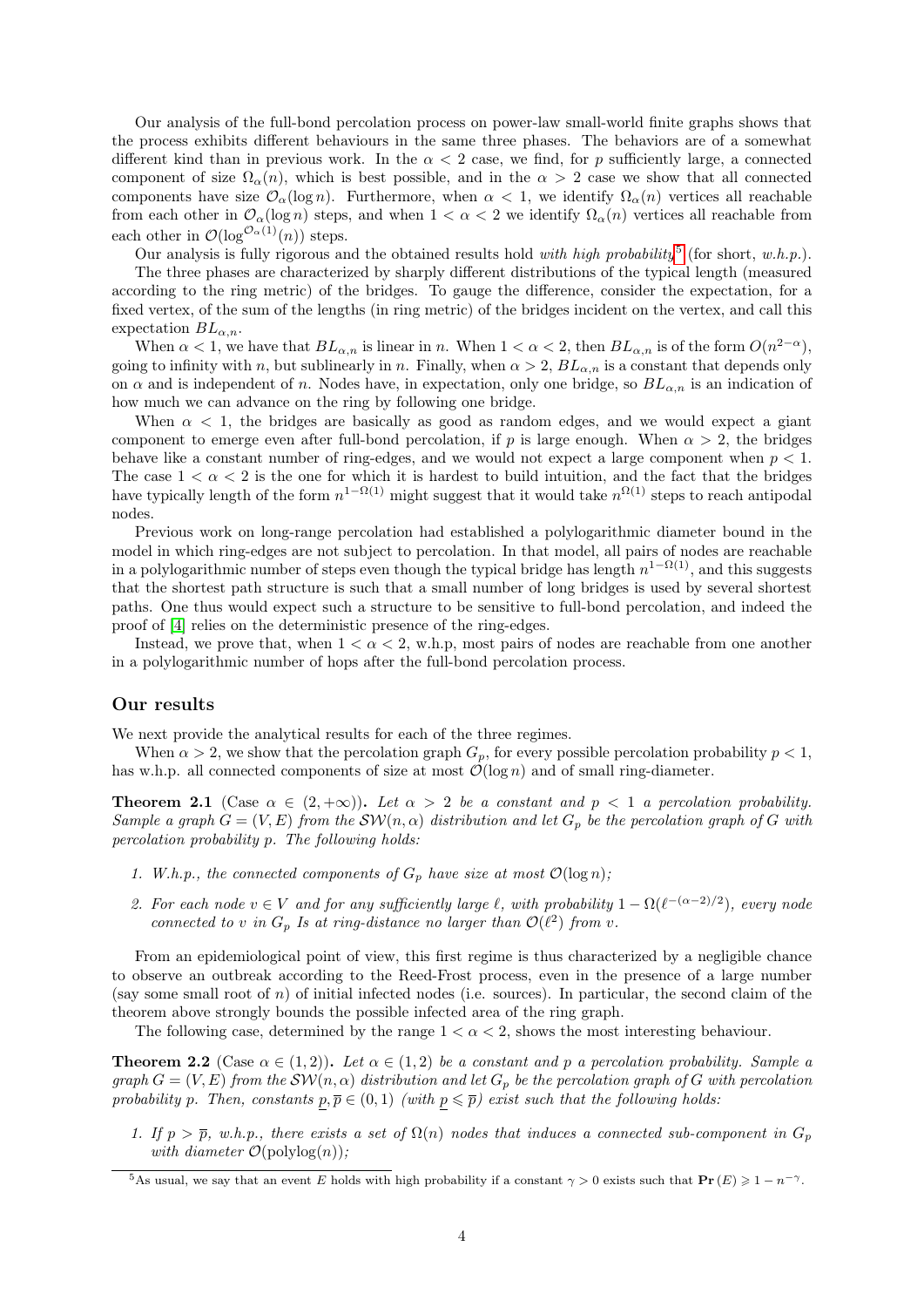Our analysis of the full-bond percolation process on power-law small-world finite graphs shows that the process exhibits different behaviours in the same three phases. The behaviors are of a somewhat different kind than in previous work. In the $\alpha < 2$ case, we find, for $p$ sufficiently large, a connected component of size $\Omega_\alpha(n)$, which is best possible, and in the $\alpha > 2$ case we show that all connected components have size $\mathcal{O}_\alpha(\log n)$. Furthermore, when $\alpha < 1$, we identify $\Omega_\alpha(n)$ vertices all reachable from each other in $\mathcal{O}_\alpha(\log n)$ steps, and when $1 < \alpha < 2$ we identify $\Omega_\alpha(n)$ vertices all reachable from each other in $\mathcal{O}(\log^{\mathcal{O}_\alpha(1)}(n))$ steps.

Our analysis is fully rigorous and the obtained results hold *with high probability*[5] (for short, *w.h.p.*).

The three phases are characterized by sharply different distributions of the typical length (measured according to the ring metric) of the bridges. To gauge the difference, consider the expectation, for a fixed vertex, of the sum of the lengths (in ring metric) of the bridges incident on the vertex, and call this expectation $BL_{\alpha,n}$.

When $\alpha < 1$, we have that $BL_{\alpha,n}$ is linear in $n$. When $1 < \alpha < 2$, then $BL_{\alpha,n}$ is of the form $O(n^{2-\alpha})$, going to infinity with $n$, but sublinearly in $n$. Finally, when $\alpha > 2$, $BL_{\alpha,n}$ is a constant that depends only on $\alpha$ and is independent of $n$. Nodes have, in expectation, only one bridge, so $BL_{\alpha,n}$ is an indication of how much we can advance on the ring by following one bridge.

When $\alpha < 1$, the bridges are basically as good as random edges, and we would expect a giant component to emerge even after full-bond percolation, if $p$ is large enough. When $\alpha > 2$, the bridges behave like a constant number of ring-edges, and we would not expect a large component when $p < 1$. The case $1 < \alpha < 2$ is the one for which it is hardest to build intuition, and the fact that the bridges have typically length of the form $n^{1-\Omega(1)}$ might suggest that it would take $n^{\Omega(1)}$ steps to reach antipodal nodes.

Previous work on long-range percolation had established a polylogarithmic diameter bound in the model in which ring-edges are not subject to percolation. In that model, all pairs of nodes are reachable in a polylogarithmic number of steps even though the typical bridge has length $n^{1-\Omega(1)}$, and this suggests that the shortest path structure is such that a small number of long bridges is used by several shortest paths. One thus would expect such a structure to be sensitive to full-bond percolation, and indeed the proof of [4] relies on the deterministic presence of the ring-edges.

Instead, we prove that, when $1 < \alpha < 2$, w.h.p. most pairs of nodes are reachable from one another in a polylogarithmic number of hops after the full-bond percolation process.

## Our results

We next provide the analytical results for each of the three regimes.

When $\alpha > 2$, we show that the percolation graph $G_p$, for every possible percolation probability $p < 1$, has w.h.p. all connected components of size at most $\mathcal{O}(\log n)$ and of small ring-diameter.

**Theorem 2.1** (Case $\alpha \in (2, +\infty)$)**.** *Let $\alpha > 2$ be a constant and $p < 1$ a percolation probability. Sample a graph $G = (V, E)$ from the $\mathcal{SW}(n, \alpha)$ distribution and let $G_p$ be the percolation graph of $G$ with percolation probability $p$. The following holds:*

1. *W.h.p., the connected components of $G_p$ have size at most $\mathcal{O}(\log n)$;*
2. *For each node $v \in V$ and for any sufficiently large $\ell$, with probability $1 - \Omega(\ell^{-(\alpha-2)/2})$, every node connected to $v$ in $G_p$ Is at ring-distance no larger than $\mathcal{O}(\ell^2)$ from $v$.*

From an epidemiological point of view, this first regime is thus characterized by a negligible chance to observe an outbreak according to the Reed-Frost process, even in the presence of a large number (say some small root of $n$) of initial infected nodes (i.e. sources). In particular, the second claim of the theorem above strongly bounds the possible infected area of the ring graph.

The following case, determined by the range $1 < \alpha < 2$, shows the most interesting behaviour.

**Theorem 2.2** (Case $\alpha \in (1, 2)$)**.** *Let $\alpha \in (1, 2)$ be a constant and $p$ a percolation probability. Sample a graph $G = (V, E)$ from the $\mathcal{SW}(n, \alpha)$ distribution and let $G_p$ be the percolation graph of $G$ with percolation probability $p$. Then, constants $\underline{p}, \overline{p} \in (0, 1)$ (with $\underline{p} \leqslant \overline{p}$) exist such that the following holds:*

1. *If $p > \overline{p}$, w.h.p., there exists a set of $\Omega(n)$ nodes that induces a connected sub-component in $G_p$ with diameter $\mathcal{O}(\text{polylog}(n))$;*

---

[5] As usual, we say that an event $E$ holds with high probability if a constant $\gamma > 0$ exists such that $\mathbf{Pr}(E) \geqslant 1 - n^{-\gamma}$.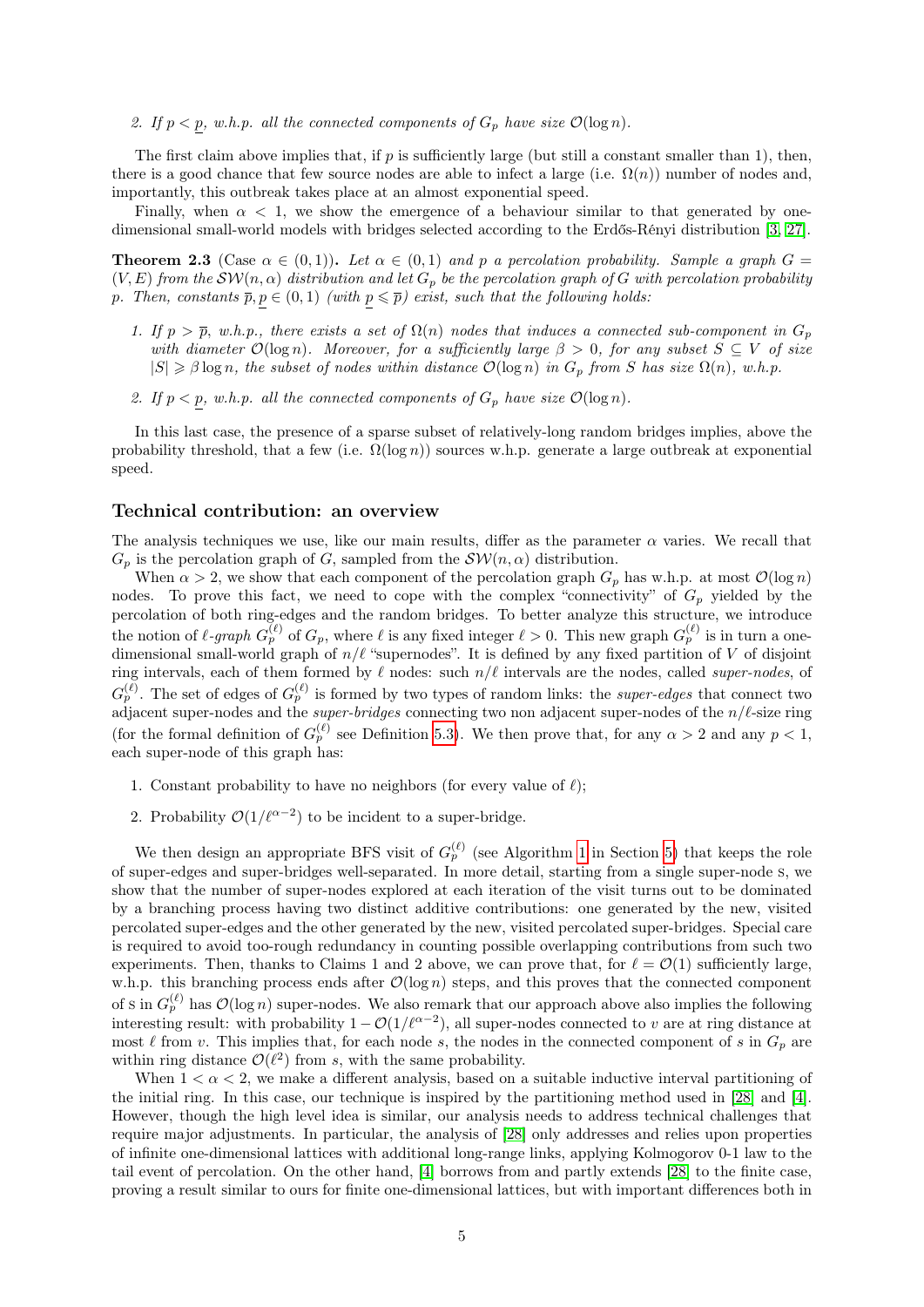2. *If $p < \underline{p}$, w.h.p. all the connected components of $G_p$ have size $\mathcal{O}(\log n)$.*

The first claim above implies that, if $p$ is sufficiently large (but still a constant smaller than 1), then, there is a good chance that few source nodes are able to infect a large (i.e. $\Omega(n)$) number of nodes and, importantly, this outbreak takes place at an almost exponential speed.

Finally, when $\alpha < 1$, we show the emergence of a behaviour similar to that generated by one-dimensional small-world models with bridges selected according to the Erdős-Rényi distribution [3, 27].

**Theorem 2.3** (Case $\alpha \in (0, 1)$)**.** *Let $\alpha \in (0, 1)$ and $p$ a percolation probability. Sample a graph $G = (V, E)$ from the $\mathcal{SW}(n, \alpha)$ distribution and let $G_p$ be the percolation graph of $G$ with percolation probability $p$. Then, constants $\overline{p}, \underline{p} \in (0, 1)$ (with $\underline{p} \leqslant \overline{p}$) exist, such that the following holds:*

1. *If $p > \overline{p}$, w.h.p., there exists a set of $\Omega(n)$ nodes that induces a connected sub-component in $G_p$ with diameter $\mathcal{O}(\log n)$. Moreover, for a sufficiently large $\beta > 0$, for any subset $S \subseteq V$ of size $|S| \geqslant \beta \log n$, the subset of nodes within distance $\mathcal{O}(\log n)$ in $G_p$ from $S$ has size $\Omega(n)$, w.h.p.*
2. *If $p < \underline{p}$, w.h.p. all the connected components of $G_p$ have size $\mathcal{O}(\log n)$.*

In this last case, the presence of a sparse subset of relatively-long random bridges implies, above the probability threshold, that a few (i.e. $\Omega(\log n)$) sources w.h.p. generate a large outbreak at exponential speed.

### Technical contribution: an overview

The analysis techniques we use, like our main results, differ as the parameter $\alpha$ varies. We recall that $G_p$ is the percolation graph of $G$, sampled from the $\mathcal{SW}(n, \alpha)$ distribution.

When $\alpha > 2$, we show that each component of the percolation graph $G_p$ has w.h.p. at most $\mathcal{O}(\log n)$ nodes. To prove this fact, we need to cope with the complex "connectivity" of $G_p$ yielded by the percolation of both ring-edges and the random bridges. To better analyze this structure, we introduce the notion of *$\ell$-graph* $G_p^{(\ell)}$ of $G_p$, where $\ell$ is any fixed integer $\ell > 0$. This new graph $G_p^{(\ell)}$ is in turn a one-dimensional small-world graph of $n/\ell$ "supernodes". It is defined by any fixed partition of $V$ of disjoint ring intervals, each of them formed by $\ell$ nodes: such $n/\ell$ intervals are the nodes, called *super-nodes*, of $G_p^{(\ell)}$. The set of edges of $G_p^{(\ell)}$ is formed by two types of random links: the *super-edges* that connect two adjacent super-nodes and the *super-bridges* connecting two non adjacent super-nodes of the $n/\ell$-size ring (for the formal definition of $G_p^{(\ell)}$ see Definition 5.3). We then prove that, for any $\alpha > 2$ and any $p < 1$, each super-node of this graph has:

1. Constant probability to have no neighbors (for every value of $\ell$);
2. Probability $\mathcal{O}(1/\ell^{\alpha-2})$ to be incident to a super-bridge.

We then design an appropriate BFS visit of $G_p^{(\ell)}$ (see Algorithm 1 in Section 5) that keeps the role of super-edges and super-bridges well-separated. In more detail, starting from a single super-node s, we show that the number of super-nodes explored at each iteration of the visit turns out to be dominated by a branching process having two distinct additive contributions: one generated by the new, visited percolated super-edges and the other generated by the new, visited percolated super-bridges. Special care is required to avoid too-rough redundancy in counting possible overlapping contributions from such two experiments. Then, thanks to Claims 1 and 2 above, we can prove that, for $\ell = \mathcal{O}(1)$ sufficiently large, w.h.p. this branching process ends after $\mathcal{O}(\log n)$ steps, and this proves that the connected component of s in $G_p^{(\ell)}$ has $\mathcal{O}(\log n)$ super-nodes. We also remark that our approach above also implies the following interesting result: with probability $1 - \mathcal{O}(1/\ell^{\alpha-2})$, all super-nodes connected to $v$ are at ring distance at most $\ell$ from $v$. This implies that, for each node $s$, the nodes in the connected component of $s$ in $G_p$ are within ring distance $\mathcal{O}(\ell^2)$ from $s$, with the same probability.

When $1 < \alpha < 2$, we make a different analysis, based on a suitable inductive interval partitioning of the initial ring. In this case, our technique is inspired by the partitioning method used in [28] and [4]. However, though the high level idea is similar, our analysis needs to address technical challenges that require major adjustments. In particular, the analysis of [28] only addresses and relies upon properties of infinite one-dimensional lattices with additional long-range links, applying Kolmogorov 0-1 law to the tail event of percolation. On the other hand, [4] borrows from and partly extends [28] to the finite case, proving a result similar to ours for finite one-dimensional lattices, but with important differences both in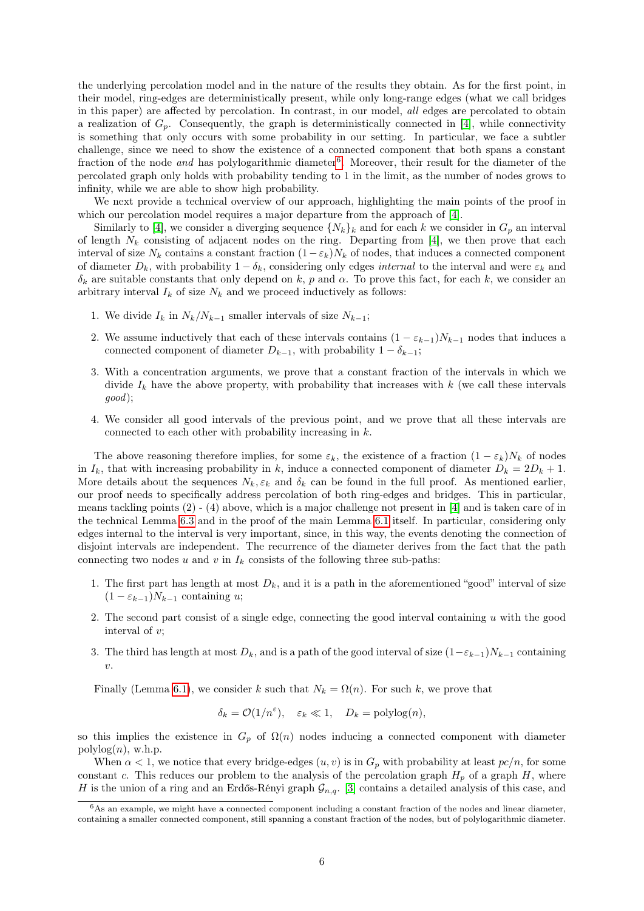the underlying percolation model and in the nature of the results they obtain. As for the first point, in their model, ring-edges are deterministically present, while only long-range edges (what we call bridges in this paper) are affected by percolation. In contrast, in our model, *all* edges are percolated to obtain a realization of $G_p$. Consequently, the graph is deterministically connected in [4], while connectivity is something that only occurs with some probability in our setting. In particular, we face a subtler challenge, since we need to show the existence of a connected component that both spans a constant fraction of the node *and* has polylogarithmic diameter[6]. Moreover, their result for the diameter of the percolated graph only holds with probability tending to 1 in the limit, as the number of nodes grows to infinity, while we are able to show high probability.

We next provide a technical overview of our approach, highlighting the main points of the proof in which our percolation model requires a major departure from the approach of [4].

Similarly to [4], we consider a diverging sequence $\{N_k\}_k$ and for each $k$ we consider in $G_p$ an interval of length $N_k$ consisting of adjacent nodes on the ring. Departing from [4], we then prove that each interval of size $N_k$ contains a constant fraction $(1-\varepsilon_k)N_k$ of nodes, that induces a connected component of diameter $D_k$, with probability $1-\delta_k$, considering only edges *internal* to the interval and were $\varepsilon_k$ and $\delta_k$ are suitable constants that only depend on $k$, $p$ and $\alpha$. To prove this fact, for each $k$, we consider an arbitrary interval $I_k$ of size $N_k$ and we proceed inductively as follows:

1. We divide $I_k$ in $N_k/N_{k-1}$ smaller intervals of size $N_{k-1}$;
2. We assume inductively that each of these intervals contains $(1-\varepsilon_{k-1})N_{k-1}$ nodes that induces a connected component of diameter $D_{k-1}$, with probability $1-\delta_{k-1}$;
3. With a concentration arguments, we prove that a constant fraction of the intervals in which we divide $I_k$ have the above property, with probability that increases with $k$ (we call these intervals *good*);
4. We consider all good intervals of the previous point, and we prove that all these intervals are connected to each other with probability increasing in $k$.

The above reasoning therefore implies, for some $\varepsilon_k$, the existence of a fraction $(1-\varepsilon_k)N_k$ of nodes in $I_k$, that with increasing probability in $k$, induce a connected component of diameter $D_k = 2D_k + 1$. More details about the sequences $N_k, \varepsilon_k$ and $\delta_k$ can be found in the full proof. As mentioned earlier, our proof needs to specifically address percolation of both ring-edges and bridges. This in particular, means tackling points (2) - (4) above, which is a major challenge not present in [4] and is taken care of in the technical Lemma 6.3 and in the proof of the main Lemma 6.1 itself. In particular, considering only edges internal to the interval is very important, since, in this way, the events denoting the connection of disjoint intervals are independent. The recurrence of the diameter derives from the fact that the path connecting two nodes $u$ and $v$ in $I_k$ consists of the following three sub-paths:

1. The first part has length at most $D_k$, and it is a path in the aforementioned "good" interval of size $(1-\varepsilon_{k-1})N_{k-1}$ containing $u$;
2. The second part consist of a single edge, connecting the good interval containing $u$ with the good interval of $v$;
3. The third has length at most $D_k$, and is a path of the good interval of size $(1-\varepsilon_{k-1})N_{k-1}$ containing $v$.

Finally (Lemma 6.1), we consider $k$ such that $N_k = \Omega(n)$. For such $k$, we prove that

$$\delta_k = \mathcal{O}(1/n^{\varepsilon}), \quad \varepsilon_k \ll 1, \quad D_k = \text{polylog}(n),$$

so this implies the existence in $G_p$ of $\Omega(n)$ nodes inducing a connected component with diameter polylog$(n)$, w.h.p.

When $\alpha < 1$, we notice that every bridge-edges $(u, v)$ is in $G_p$ with probability at least $pc/n$, for some constant $c$. This reduces our problem to the analysis of the percolation graph $H_p$ of a graph $H$, where $H$ is the union of a ring and an Erdős-Rényi graph $\mathcal{G}_{n,q}$. [3] contains a detailed analysis of this case, and

[6] As an example, we might have a connected component including a constant fraction of the nodes and linear diameter, containing a smaller connected component, still spanning a constant fraction of the nodes, but of polylogarithmic diameter.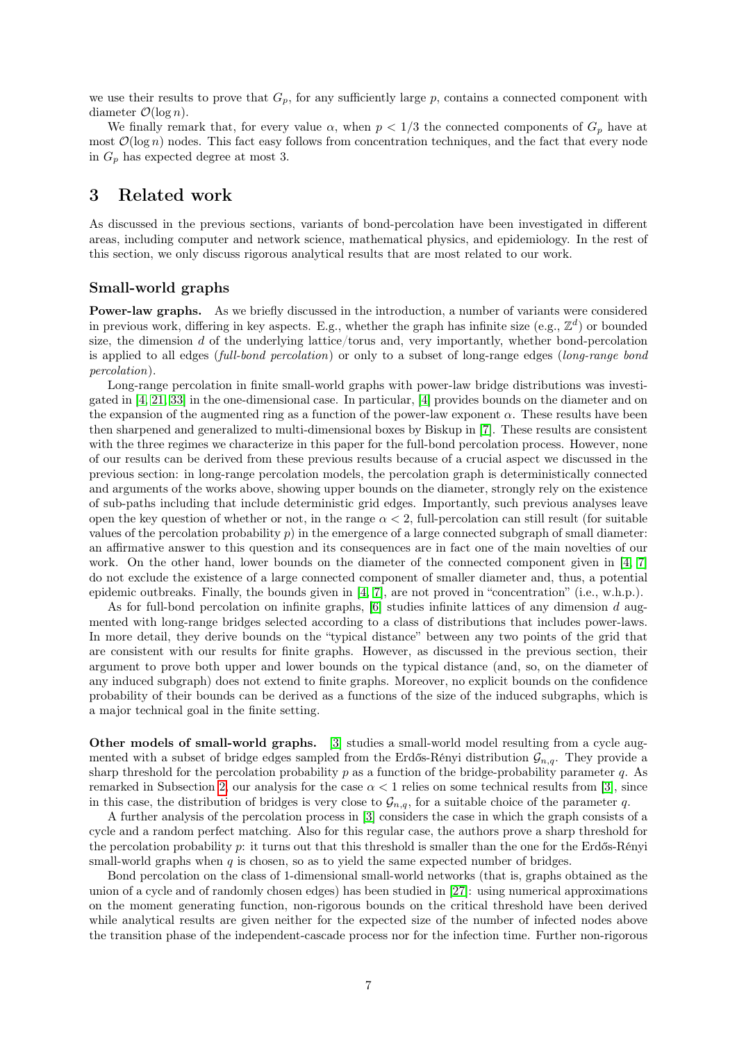we use their results to prove that $G_p$, for any sufficiently large $p$, contains a connected component with diameter $\mathcal{O}(\log n)$.

We finally remark that, for every value $\alpha$, when $p < 1/3$ the connected components of $G_p$ have at most $\mathcal{O}(\log n)$ nodes. This fact easy follows from concentration techniques, and the fact that every node in $G_p$ has expected degree at most 3.

# 3 Related work

As discussed in the previous sections, variants of bond-percolation have been investigated in different areas, including computer and network science, mathematical physics, and epidemiology. In the rest of this section, we only discuss rigorous analytical results that are most related to our work.

## Small-world graphs

**Power-law graphs.** As we briefly discussed in the introduction, a number of variants were considered in previous work, differing in key aspects. E.g., whether the graph has infinite size (e.g., $\mathbb{Z}^d$) or bounded size, the dimension $d$ of the underlying lattice/torus and, very importantly, whether bond-percolation is applied to all edges (*full-bond percolation*) or only to a subset of long-range edges (*long-range bond percolation*).

Long-range percolation in finite small-world graphs with power-law bridge distributions was investigated in [4, 21, 33] in the one-dimensional case. In particular, [4] provides bounds on the diameter and on the expansion of the augmented ring as a function of the power-law exponent $\alpha$. These results have been then sharpened and generalized to multi-dimensional boxes by Biskup in [7]. These results are consistent with the three regimes we characterize in this paper for the full-bond percolation process. However, none of our results can be derived from these previous results because of a crucial aspect we discussed in the previous section: in long-range percolation models, the percolation graph is deterministically connected and arguments of the works above, showing upper bounds on the diameter, strongly rely on the existence of sub-paths including that include deterministic grid edges. Importantly, such previous analyses leave open the key question of whether or not, in the range $\alpha < 2$, full-percolation can still result (for suitable values of the percolation probability $p$) in the emergence of a large connected subgraph of small diameter: an affirmative answer to this question and its consequences are in fact one of the main novelties of our work. On the other hand, lower bounds on the diameter of the connected component given in [4, 7] do not exclude the existence of a large connected component of smaller diameter and, thus, a potential epidemic outbreaks. Finally, the bounds given in [4, 7], are not proved in "concentration" (i.e., w.h.p.).

As for full-bond percolation on infinite graphs, [6] studies infinite lattices of any dimension $d$ augmented with long-range bridges selected according to a class of distributions that includes power-laws. In more detail, they derive bounds on the "typical distance" between any two points of the grid that are consistent with our results for finite graphs. However, as discussed in the previous section, their argument to prove both upper and lower bounds on the typical distance (and, so, on the diameter of any induced subgraph) does not extend to finite graphs. Moreover, no explicit bounds on the confidence probability of their bounds can be derived as a functions of the size of the induced subgraphs, which is a major technical goal in the finite setting.

**Other models of small-world graphs.** [3] studies a small-world model resulting from a cycle augmented with a subset of bridge edges sampled from the Erdős-Rényi distribution $\mathcal{G}_{n,q}$. They provide a sharp threshold for the percolation probability $p$ as a function of the bridge-probability parameter $q$. As remarked in Subsection 2, our analysis for the case $\alpha < 1$ relies on some technical results from [3], since in this case, the distribution of bridges is very close to $\mathcal{G}_{n,q}$, for a suitable choice of the parameter $q$.

A further analysis of the percolation process in [3] considers the case in which the graph consists of a cycle and a random perfect matching. Also for this regular case, the authors prove a sharp threshold for the percolation probability $p$: it turns out that this threshold is smaller than the one for the Erdős-Rényi small-world graphs when $q$ is chosen, so as to yield the same expected number of bridges.

Bond percolation on the class of 1-dimensional small-world networks (that is, graphs obtained as the union of a cycle and of randomly chosen edges) has been studied in [27]: using numerical approximations on the moment generating function, non-rigorous bounds on the critical threshold have been derived while analytical results are given neither for the expected size of the number of infected nodes above the transition phase of the independent-cascade process nor for the infection time. Further non-rigorous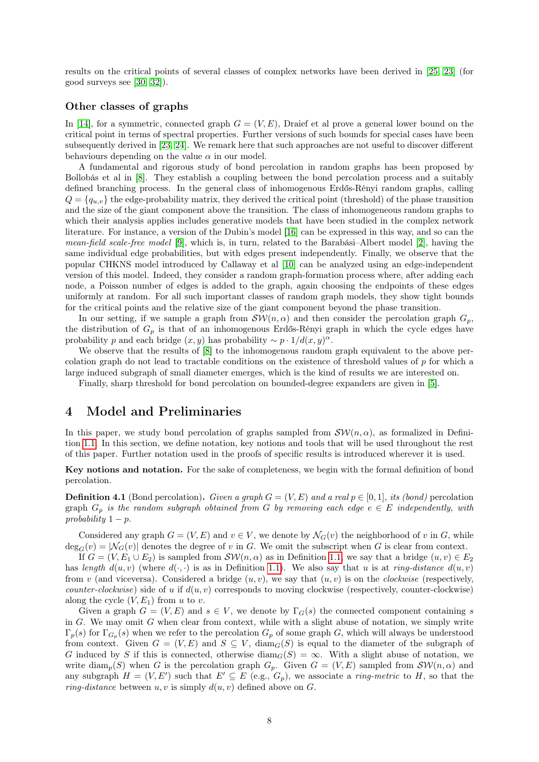results on the critical points of several classes of complex networks have been derived in [25, 23] (for good surveys see [30, 32]).

### Other classes of graphs

In [14], for a symmetric, connected graph $G = (V, E)$, Draief et al prove a general lower bound on the critical point in terms of spectral properties. Further versions of such bounds for special cases have been subsequently derived in [23, 24]. We remark here that such approaches are not useful to discover different behaviours depending on the value $\alpha$ in our model.

A fundamental and rigorous study of bond percolation in random graphs has been proposed by Bollobás et al in [8]. They establish a coupling between the bond percolation process and a suitably defined branching process. In the general class of inhomogenous Erdős-Rényi random graphs, calling $Q = \{q_{u,v}\}$ the edge-probability matrix, they derived the critical point (threshold) of the phase transition and the size of the giant component above the transition. The class of inhomogeneous random graphs to which their analysis applies includes generative models that have been studied in the complex network literature. For instance, a version of the Dubin's model [16] can be expressed in this way, and so can the *mean-field scale-free model* [9], which is, in turn, related to the Barabási–Albert model [2], having the same individual edge probabilities, but with edges present independently. Finally, we observe that the popular CHKNS model introduced by Callaway et al [10] can be analyzed using an edge-independent version of this model. Indeed, they consider a random graph-formation process where, after adding each node, a Poisson number of edges is added to the graph, again choosing the endpoints of these edges uniformly at random. For all such important classes of random graph models, they show tight bounds for the critical points and the relative size of the giant component beyond the phase transition.

In our setting, if we sample a graph from $\mathcal{SW}(n, \alpha)$ and then consider the percolation graph $G_p$, the distribution of $G_p$ is that of an inhomogenous Erdős-Rényi graph in which the cycle edges have probability $p$ and each bridge $(x, y)$ has probability $\sim p \cdot 1/d(x, y)^{\alpha}$.

We observe that the results of [8] to the inhomogenous random graph equivalent to the above percolation graph do not lead to tractable conditions on the existence of threshold values of $p$ for which a large induced subgraph of small diameter emerges, which is the kind of results we are interested on.

Finally, sharp threshold for bond percolation on bounded-degree expanders are given in [5].

## 4 Model and Preliminaries

In this paper, we study bond percolation of graphs sampled from $\mathcal{SW}(n, \alpha)$, as formalized in Definition 1.1. In this section, we define notation, key notions and tools that will be used throughout the rest of this paper. Further notation used in the proofs of specific results is introduced wherever it is used.

**Key notions and notation.** For the sake of completeness, we begin with the formal definition of bond percolation.

**Definition 4.1** (Bond percolation)**.** *Given a graph $G = (V, E)$ and a real $p \in [0, 1]$, its (bond)* percolation *graph $G_p$ is the random subgraph obtained from $G$ by removing each edge $e \in E$ independently, with probability $1 - p$.*

Considered any graph $G = (V, E)$ and $v \in V$, we denote by $\mathcal{N}_G(v)$ the neighborhood of $v$ in $G$, while $\deg_G(v) = |\mathcal{N}_G(v)|$ denotes the degree of $v$ in $G$. We omit the subscript when $G$ is clear from context.

If $G = (V, E_1 \cup E_2)$ is sampled from $\mathcal{SW}(n, \alpha)$ as in Definition 1.1, we say that a bridge $(u, v) \in E_2$ has *length* $d(u, v)$ (where $d(\cdot, \cdot)$ is as in Definition 1.1). We also say that $u$ is at *ring-distance* $d(u, v)$ from $v$ (and viceversa). Considered a bridge $(u, v)$, we say that $(u, v)$ is on the *clockwise* (respectively, *counter-clockwise*) side of $u$ if $d(u, v)$ corresponds to moving clockwise (respectively, counter-clockwise) along the cycle $(V, E_1)$ from $u$ to $v$.

Given a graph $G = (V, E)$ and $s \in V$, we denote by $\Gamma_G(s)$ the connected component containing $s$ in $G$. We may omit $G$ when clear from context, while with a slight abuse of notation, we simply write $\Gamma_p(s)$ for $\Gamma_{G_p}(s)$ when we refer to the percolation $G_p$ of some graph $G$, which will always be understood from context. Given $G = (V, E)$ and $S \subseteq V$, $\text{diam}_G(S)$ is equal to the diameter of the subgraph of $G$ induced by $S$ if this is connected, otherwise $\text{diam}_G(S) = \infty$. With a slight abuse of notation, we write $\text{diam}_p(S)$ when $G$ is the percolation graph $G_p$. Given $G = (V, E)$ sampled from $\mathcal{SW}(n, \alpha)$ and any subgraph $H = (V, E')$ such that $E' \subseteq E$ (e.g., $G_p$), we associate a *ring-metric* to $H$, so that the *ring-distance* between $u, v$ is simply $d(u, v)$ defined above on $G$.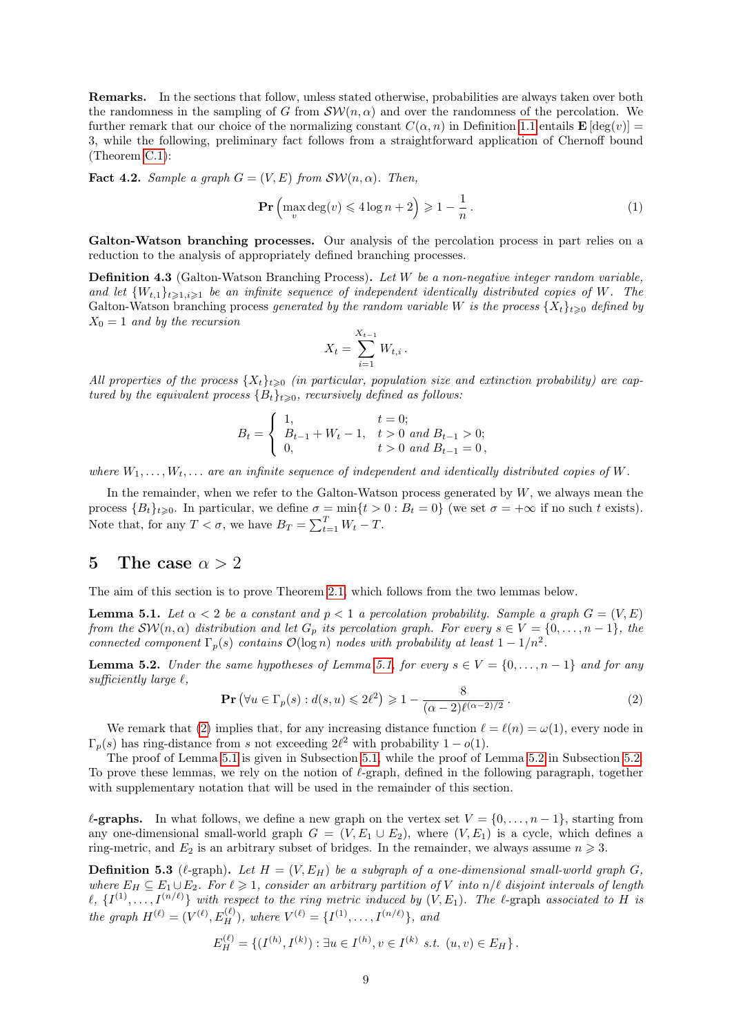**Remarks.** In the sections that follow, unless stated otherwise, probabilities are always taken over both the randomness in the sampling of $G$ from $\mathcal{SW}(n, \alpha)$ and over the randomness of the percolation. We further remark that our choice of the normalizing constant $C(\alpha, n)$ in Definition 1.1 entails $\mathbf{E}[\deg(v)] = 3$, while the following, preliminary fact follows from a straightforward application of Chernoff bound (Theorem C.1):

**Fact 4.2.** *Sample a graph $G = (V, E)$ from $\mathcal{SW}(n, \alpha)$. Then,*

$$\mathbf{Pr}\left(\max_v \deg(v) \leqslant 4 \log n + 2\right) \geqslant 1 - \frac{1}{n}. \tag{1}$$

**Galton-Watson branching processes.** Our analysis of the percolation process in part relies on a reduction to the analysis of appropriately defined branching processes.

**Definition 4.3** (Galton-Watson Branching Process)**.** *Let $W$ be a non-negative integer random variable, and let $\{W_{t,1}\}_{t \geqslant 1, i \geqslant 1}$ be an infinite sequence of independent identically distributed copies of $W$. The* Galton-Watson branching process *generated by the random variable $W$ is the process $\{X_t\}_{t \geqslant 0}$ defined by $X_0 = 1$ and by the recursion*

$$X_t = \sum_{i=1}^{X_{t-1}} W_{t,i}.$$

*All properties of the process $\{X_t\}_{t \geqslant 0}$ (in particular, population size and extinction probability) are captured by the equivalent process $\{B_t\}_{t \geqslant 0}$, recursively defined as follows:*

$$B_t = \begin{cases} 1, & t = 0; \\ B_{t-1} + W_t - 1, & t > 0 \text{ and } B_{t-1} > 0; \\ 0, & t > 0 \text{ and } B_{t-1} = 0, \end{cases}$$

*where $W_1, \ldots, W_t, \ldots$ are an infinite sequence of independent and identically distributed copies of $W$.*

In the remainder, when we refer to the Galton-Watson process generated by $W$, we always mean the process $\{B_t\}_{t \geqslant 0}$. In particular, we define $\sigma = \min\{t > 0 : B_t = 0\}$ (we set $\sigma = +\infty$ if no such $t$ exists). Note that, for any $T < \sigma$, we have $B_T = \sum_{t=1}^{T} W_t - T$.

# 5 The case $\alpha > 2$

The aim of this section is to prove Theorem 2.1, which follows from the two lemmas below.

**Lemma 5.1.** *Let $\alpha < 2$ be a constant and $p < 1$ a percolation probability. Sample a graph $G = (V, E)$ from the $\mathcal{SW}(n, \alpha)$ distribution and let $G_p$ its percolation graph. For every $s \in V = \{0, \ldots, n-1\}$, the connected component $\Gamma_p(s)$ contains $\mathcal{O}(\log n)$ nodes with probability at least $1 - 1/n^2$.*

**Lemma 5.2.** *Under the same hypotheses of Lemma 5.1, for every $s \in V = \{0, \ldots, n-1\}$ and for any sufficiently large $\ell$,*

$$\mathbf{Pr}\left(\forall u \in \Gamma_p(s) : d(s, u) \leqslant 2\ell^2\right) \geqslant 1 - \frac{8}{(\alpha - 2)\ell^{(\alpha-2)/2}}. \tag{2}$$

We remark that (2) implies that, for any increasing distance function $\ell = \ell(n) = \omega(1)$, every node in $\Gamma_p(s)$ has ring-distance from $s$ not exceeding $2\ell^2$ with probability $1 - o(1)$.

The proof of Lemma 5.1 is given in Subsection 5.1, while the proof of Lemma 5.2 in Subsection 5.2. To prove these lemmas, we rely on the notion of $\ell$-graph, defined in the following paragraph, together with supplementary notation that will be used in the remainder of this section.

**$\ell$-graphs.** In what follows, we define a new graph on the vertex set $V = \{0, \ldots, n-1\}$, starting from any one-dimensional small-world graph $G = (V, E_1 \cup E_2)$, where $(V, E_1)$ is a cycle, which defines a ring-metric, and $E_2$ is an arbitrary subset of bridges. In the remainder, we always assume $n \geqslant 3$.

**Definition 5.3** ($\ell$-graph)**.** *Let $H = (V, E_H)$ be a subgraph of a one-dimensional small-world graph $G$, where $E_H \subseteq E_1 \cup E_2$. For $\ell \geqslant 1$, consider an arbitrary partition of $V$ into $n/\ell$ disjoint intervals of length $\ell$, $\{I^{(1)}, \ldots, I^{(n/\ell)}\}$ with respect to the ring metric induced by $(V, E_1)$. The $\ell$-graph associated to $H$ is the graph $H^{(\ell)} = (V^{(\ell)}, E_H^{(\ell)})$, where $V^{(\ell)} = \{I^{(1)}, \ldots, I^{(n/\ell)}\}$, and*

$$E_H^{(\ell)} = \{(I^{(h)}, I^{(k)}) : \exists u \in I^{(h)}, v \in I^{(k)} \text{ s.t. } (u, v) \in E_H\}.$$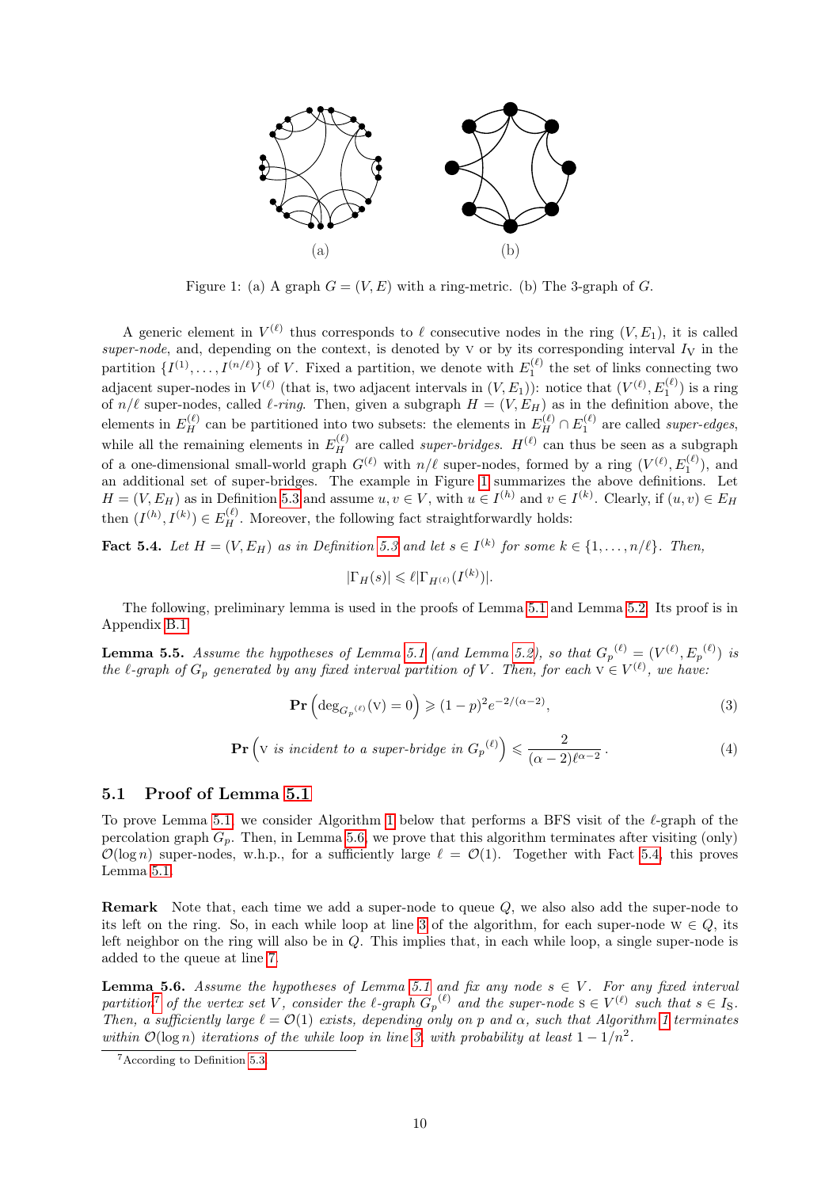Figure 1: (a) A graph $G = (V, E)$ with a ring-metric. (b) The 3-graph of $G$.

A generic element in $V^{(\ell)}$ thus corresponds to $\ell$ consecutive nodes in the ring $(V, E_1)$, it is called *super-node*, and, depending on the context, is denoted by $\mathrm{v}$ or by its corresponding interval $I_{\mathrm{v}}$ in the partition $\{I^{(1)}, \ldots, I^{(n/\ell)}\}$ of $V$. Fixed a partition, we denote with $E_1^{(\ell)}$ the set of links connecting two adjacent super-nodes in $V^{(\ell)}$ (that is, two adjacent intervals in $(V, E_1)$): notice that $(V^{(\ell)}, E_1^{(\ell)})$ is a ring of $n/\ell$ super-nodes, called *$\ell$-ring*. Then, given a subgraph $H = (V, E_H)$ as in the definition above, the elements in $E_H^{(\ell)}$ can be partitioned into two subsets: the elements in $E_H^{(\ell)} \cap E_1^{(\ell)}$ are called *super-edges*, while all the remaining elements in $E_H^{(\ell)}$ are called *super-bridges*. $H^{(\ell)}$ can thus be seen as a subgraph of a one-dimensional small-world graph $G^{(\ell)}$ with $n/\ell$ super-nodes, formed by a ring $(V^{(\ell)}, E_1^{(\ell)})$, and an additional set of super-bridges. The example in Figure 1 summarizes the above definitions. Let $H = (V, E_H)$ as in Definition 5.3 and assume $u, v \in V$, with $u \in I^{(h)}$ and $v \in I^{(k)}$. Clearly, if $(u, v) \in E_H$ then $(I^{(h)}, I^{(k)}) \in E_H^{(\ell)}$. Moreover, the following fact straightforwardly holds:

**Fact 5.4.** *Let $H = (V, E_H)$ as in Definition 5.3 and let $s \in I^{(k)}$ for some $k \in \{1, \ldots, n/\ell\}$. Then,*

$$|\Gamma_H(s)| \leqslant \ell |\Gamma_{H^{(\ell)}}(I^{(k)})|.$$

The following, preliminary lemma is used in the proofs of Lemma 5.1 and Lemma 5.2. Its proof is in Appendix B.1.

**Lemma 5.5.** *Assume the hypotheses of Lemma 5.1 (and Lemma 5.2), so that ${G_p}^{(\ell)} = (V^{(\ell)}, {E_p}^{(\ell)})$ is the $\ell$-graph of $G_p$ generated by any fixed interval partition of $V$. Then, for each $\mathrm{v} \in V^{(\ell)}$, we have:*

$$\mathbf{Pr}\left(\deg_{{G_p}^{(\ell)}}(\mathrm{v}) = 0\right) \geqslant (1-p)^2 e^{-2/(\alpha-2)}, \tag{3}$$

$$\mathbf{Pr}\left(\mathrm{v} \text{ is incident to a super-bridge in } {G_p}^{(\ell)}\right) \leqslant \frac{2}{(\alpha-2)\ell^{\alpha-2}}. \tag{4}$$

## 5.1 Proof of Lemma 5.1

To prove Lemma 5.1, we consider Algorithm 1 below that performs a BFS visit of the $\ell$-graph of the percolation graph $G_p$. Then, in Lemma 5.6, we prove that this algorithm terminates after visiting (only) $\mathcal{O}(\log n)$ super-nodes, w.h.p., for a sufficiently large $\ell = \mathcal{O}(1)$. Together with Fact 5.4, this proves Lemma 5.1.

**Remark** Note that, each time we add a super-node to queue $Q$, we also also add the super-node to its left on the ring. So, in each while loop at line 3 of the algorithm, for each super-node $\mathrm{w} \in Q$, its left neighbor on the ring will also be in $Q$. This implies that, in each while loop, a single super-node is added to the queue at line 7.

**Lemma 5.6.** *Assume the hypotheses of Lemma 5.1 and fix any node $s \in V$. For any fixed interval partition[7] of the vertex set $V$, consider the $\ell$-graph ${G_p}^{(\ell)}$ and the super-node $\mathrm{s} \in V^{(\ell)}$ such that $s \in I_{\mathrm{S}}$. Then, a sufficiently large $\ell = \mathcal{O}(1)$ exists, depending only on $p$ and $\alpha$, such that Algorithm 1 terminates within $\mathcal{O}(\log n)$ iterations of the while loop in line 3, with probability at least $1 - 1/n^2$.*

[7] According to Definition 5.3.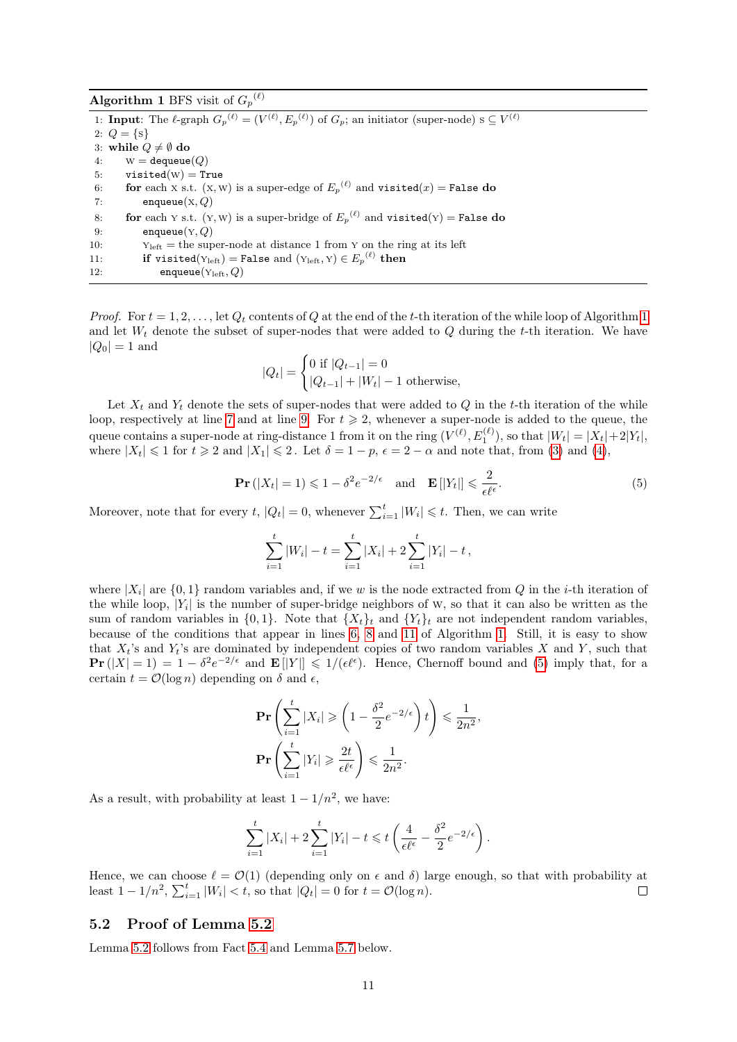**Algorithm 1** BFS visit of ${G_p}^{(\ell)}$

```
1: Input: The ℓ-graph G_p^(ℓ) = (V^(ℓ), E_p^(ℓ)) of G_p; an initiator (super-node) s ⊆ V^(ℓ)
2: Q = {s}
3: while Q ≠ ∅ do
4:     w = dequeue(Q)
5:     visited(w) = True
6:     for each x s.t. (x, w) is a super-edge of E_p^(ℓ) and visited(x) = False do
7:         enqueue(x, Q)
8:     for each y s.t. (y, w) is a super-bridge of E_p^(ℓ) and visited(y) = False do
9:         enqueue(y, Q)
10:        y_left = the super-node at distance 1 from y on the ring at its left
11:        if visited(y_left) = False and (y_left, y) ∈ E_p^(ℓ) then
12:            enqueue(y_left, Q)
```

*Proof.* For $t = 1, 2, \dots$, let $Q_t$ contents of $Q$ at the end of the $t$-th iteration of the while loop of Algorithm 1 and let $W_t$ denote the subset of super-nodes that were added to $Q$ during the $t$-th iteration. We have $|Q_0| = 1$ and

$$|Q_t| = \begin{cases} 0 \text{ if } |Q_{t-1}| = 0 \\ |Q_{t-1}| + |W_t| - 1 \text{ otherwise,} \end{cases}$$

Let $X_t$ and $Y_t$ denote the sets of super-nodes that were added to $Q$ in the $t$-th iteration of the while loop, respectively at line 7 and at line 9. For $t \geqslant 2$, whenever a super-node is added to the queue, the queue contains a super-node at ring-distance 1 from it on the ring $(V^{(\ell)}, E_1^{(\ell)})$, so that $|W_t| = |X_t| + 2|Y_t|$, where $|X_t| \leqslant 1$ for $t \geqslant 2$ and $|X_1| \leqslant 2$. Let $\delta = 1 - p$, $\epsilon = 2 - \alpha$ and note that, from (3) and (4),

$$\mathbf{Pr}\left(|X_t| = 1\right) \leqslant 1 - \delta^2 e^{-2/\epsilon} \quad \text{and} \quad \mathbf{E}\left[|Y_t|\right] \leqslant \frac{2}{\epsilon \ell^{\epsilon}}. \tag{5}$$

Moreover, note that for every $t$, $|Q_t| = 0$, whenever $\sum_{i=1}^{t} |W_i| \leqslant t$. Then, we can write

$$\sum_{i=1}^{t} |W_i| - t = \sum_{i=1}^{t} |X_i| + 2 \sum_{i=1}^{t} |Y_i| - t \,,$$

where $|X_i|$ are $\{0, 1\}$ random variables and, if we $w$ is the node extracted from $Q$ in the $i$-th iteration of the while loop, $|Y_i|$ is the number of super-bridge neighbors of w, so that it can also be written as the sum of random variables in $\{0, 1\}$. Note that $\{X_t\}_t$ and $\{Y_t\}_t$ are not independent random variables, because of the conditions that appear in lines 6, 8 and 11 of Algorithm 1. Still, it is easy to show that $X_t$'s and $Y_t$'s are dominated by independent copies of two random variables $X$ and $Y$, such that $\mathbf{Pr}\left(|X| = 1\right) = 1 - \delta^2 e^{-2/\epsilon}$ and $\mathbf{E}\left[|Y|\right] \leqslant 1/(\epsilon \ell^{\epsilon})$. Hence, Chernoff bound and (5) imply that, for a certain $t = \mathcal{O}(\log n)$ depending on $\delta$ and $\epsilon$,

$$\mathbf{Pr}\left(\sum_{i=1}^{t} |X_i| \geqslant \left(1 - \frac{\delta^2}{2} e^{-2/\epsilon}\right) t\right) \leqslant \frac{1}{2n^2},$$

$$\mathbf{Pr}\left(\sum_{i=1}^{t} |Y_i| \geqslant \frac{2t}{\epsilon \ell^{\epsilon}}\right) \leqslant \frac{1}{2n^2}.$$

As a result, with probability at least $1 - 1/n^2$, we have:

$$\sum_{i=1}^{t} |X_i| + 2 \sum_{i=1}^{t} |Y_i| - t \leqslant t \left(\frac{4}{\epsilon \ell^{\epsilon}} - \frac{\delta^2}{2} e^{-2/\epsilon}\right).$$

Hence, we can choose $\ell = \mathcal{O}(1)$ (depending only on $\epsilon$ and $\delta$) large enough, so that with probability at least $1 - 1/n^2$, $\sum_{i=1}^{t} |W_i| < t$, so that $|Q_t| = 0$ for $t = \mathcal{O}(\log n)$. □

## 5.2 Proof of Lemma 5.2

Lemma 5.2 follows from Fact 5.4 and Lemma 5.7 below.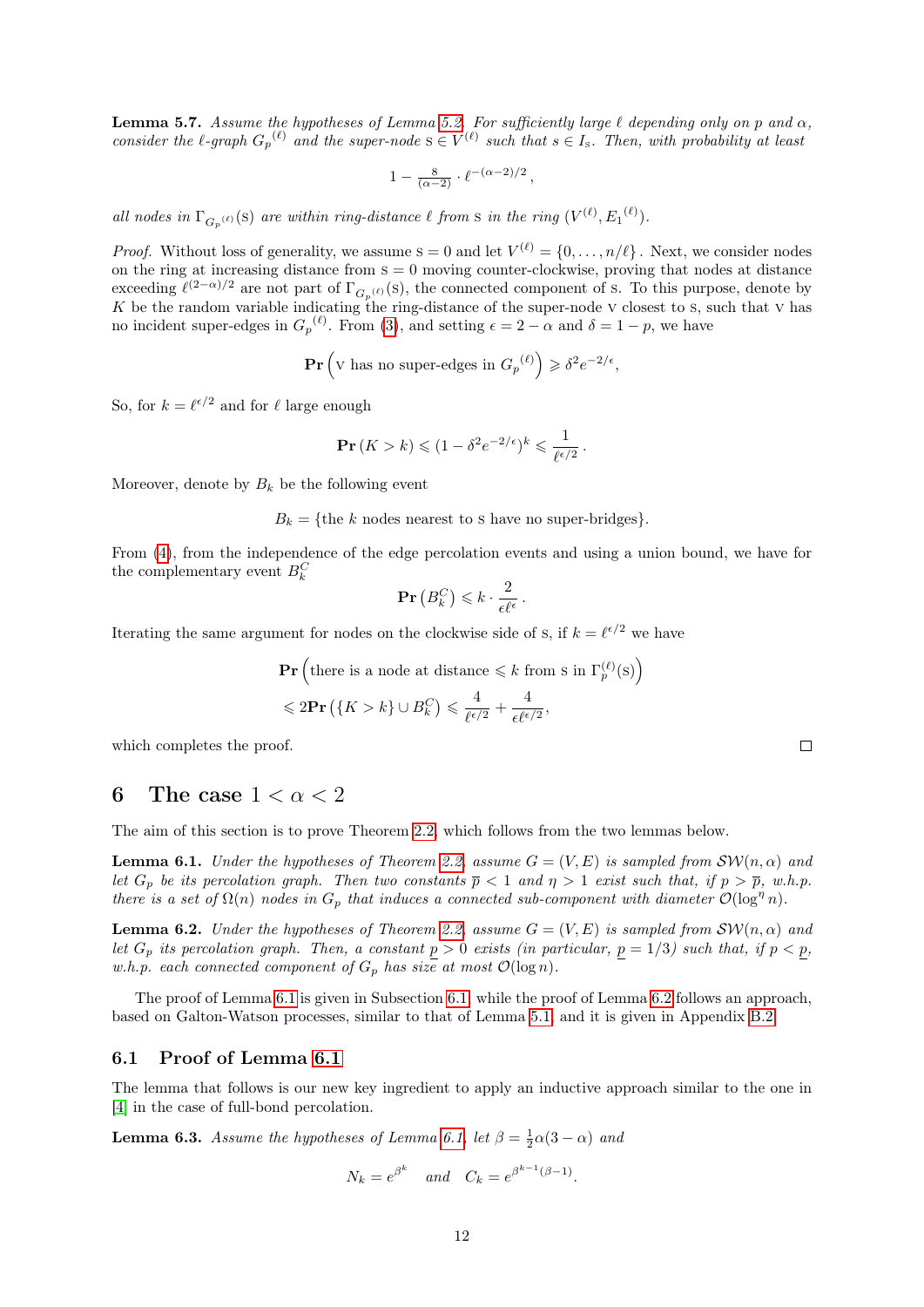**Lemma 5.7.** *Assume the hypotheses of Lemma 5.2. For sufficiently large $\ell$ depending only on $p$ and $\alpha$, consider the $\ell$-graph ${G_p}^{(\ell)}$ and the super-node $\mathrm{s} \in V^{(\ell)}$ such that $s \in I_{\mathrm{s}}$. Then, with probability at least*

$$1 - \tfrac{8}{(\alpha-2)} \cdot \ell^{-(\alpha-2)/2} \,,$$

*all nodes in $\Gamma_{{G_p}^{(\ell)}}(\mathrm{s})$ are within ring-distance $\ell$ from $\mathrm{s}$ in the ring $(V^{(\ell)}, {E_1}^{(\ell)})$.*

*Proof.* Without loss of generality, we assume $\mathrm{s} = 0$ and let $V^{(\ell)} = \{0, \ldots, n/\ell\}$. Next, we consider nodes on the ring at increasing distance from $\mathrm{s} = 0$ moving counter-clockwise, proving that nodes at distance exceeding $\ell^{(2-\alpha)/2}$ are not part of $\Gamma_{{G_p}^{(\ell)}}(\mathrm{s})$, the connected component of $\mathrm{s}$. To this purpose, denote by $K$ be the random variable indicating the ring-distance of the super-node $\mathrm{v}$ closest to $\mathrm{s}$, such that $\mathrm{v}$ has no incident super-edges in ${G_p}^{(\ell)}$. From (3), and setting $\epsilon = 2 - \alpha$ and $\delta = 1 - p$, we have

$$\mathbf{Pr}\left(\mathrm{v} \text{ has no super-edges in } {G_p}^{(\ell)}\right) \geqslant \delta^2 e^{-2/\epsilon},$$

So, for $k = \ell^{\epsilon/2}$ and for $\ell$ large enough

$$\mathbf{Pr}\left(K > k\right) \leqslant (1 - \delta^2 e^{-2/\epsilon})^k \leqslant \frac{1}{\ell^{\epsilon/2}} \,.$$

Moreover, denote by $B_k$ be the following event

$$B_k = \{\text{the } k \text{ nodes nearest to } \mathrm{s} \text{ have no super-bridges}\}.$$

From (4), from the independence of the edge percolation events and using a union bound, we have for the complementary event $B_k^C$

$$\mathbf{Pr}\left(B_k^C\right) \leqslant k \cdot \frac{2}{\epsilon \ell^{\epsilon}} \,.$$

Iterating the same argument for nodes on the clockwise side of $\mathrm{s}$, if $k = \ell^{\epsilon/2}$ we have

$$\begin{aligned}
&\mathbf{Pr}\left(\text{there is a node at distance} \leqslant k \text{ from s in } \Gamma_p^{(\ell)}(\mathrm{s})\right) \\
&\leqslant 2\mathbf{Pr}\left(\{K > k\} \cup B_k^C\right) \leqslant \frac{4}{\ell^{\epsilon/2}} + \frac{4}{\epsilon \ell^{\epsilon/2}},
\end{aligned}$$

which completes the proof. □

# 6 The case $1 < \alpha < 2$

The aim of this section is to prove Theorem 2.2, which follows from the two lemmas below.

**Lemma 6.1.** *Under the hypotheses of Theorem 2.2, assume $G = (V, E)$ is sampled from $\mathcal{SW}(n, \alpha)$ and let $G_p$ be its percolation graph. Then two constants $\overline{p} < 1$ and $\eta > 1$ exist such that, if $p > \overline{p}$, w.h.p. there is a set of $\Omega(n)$ nodes in $G_p$ that induces a connected sub-component with diameter $\mathcal{O}(\log^{\eta} n)$.*

**Lemma 6.2.** *Under the hypotheses of Theorem 2.2, assume $G = (V, E)$ is sampled from $\mathcal{SW}(n, \alpha)$ and let $G_p$ its percolation graph. Then, a constant $\underline{p} > 0$ exists (in particular, $\underline{p} = 1/3$) such that, if $p < \underline{p}$, w.h.p. each connected component of $G_p$ has size at most $\mathcal{O}(\log n)$.*

The proof of Lemma 6.1 is given in Subsection 6.1, while the proof of Lemma 6.2 follows an approach, based on Galton-Watson processes, similar to that of Lemma 5.1, and it is given in Appendix B.2.

## 6.1 Proof of Lemma 6.1

The lemma that follows is our new key ingredient to apply an inductive approach similar to the one in [4] in the case of full-bond percolation.

**Lemma 6.3.** *Assume the hypotheses of Lemma 6.1, let $\beta = \frac{1}{2}\alpha(3 - \alpha)$ and*

$$N_k = e^{\beta^k} \quad \text{and} \quad C_k = e^{\beta^{k-1}(\beta - 1)}.$$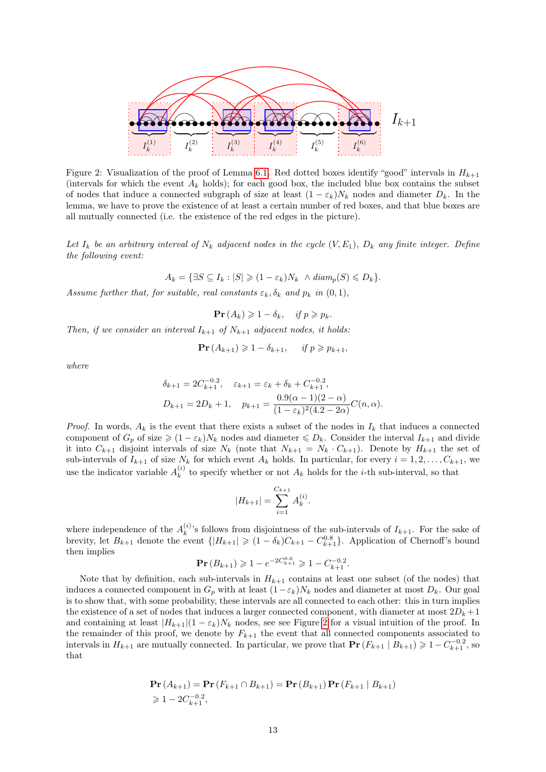Figure 2: Visualization of the proof of Lemma 6.1. Red dotted boxes identify "good" intervals in $H_{k+1}$ (intervals for which the event $A_k$ holds); for each good box, the included blue box contains the subset of nodes that induce a connected subgraph of size at least $(1-\varepsilon_k)N_k$ nodes and diameter $D_k$. In the lemma, we have to prove the existence of at least a certain number of red boxes, and that blue boxes are all mutually connected (i.e. the existence of the red edges in the picture).

*Let $I_k$ be an arbitrary interval of $N_k$ adjacent nodes in the cycle $(V, E_1)$, $D_k$ any finite integer. Define the following event:*

$$A_k = \{\exists S \subseteq I_k : |S| \geqslant (1-\varepsilon_k)N_k \ \wedge diam_p(S) \leqslant D_k\}.$$

*Assume further that, for suitable, real constants $\varepsilon_k, \delta_k$ and $p_k$ in $(0,1)$,*

$$\mathbf{Pr}(A_k) \geqslant 1 - \delta_k, \quad \text{if } p \geqslant p_k.$$

*Then, if we consider an interval $I_{k+1}$ of $N_{k+1}$ adjacent nodes, it holds:*

$$\mathbf{Pr}(A_{k+1}) \geqslant 1 - \delta_{k+1}, \quad \text{if } p \geqslant p_{k+1},$$

*where*

$$\delta_{k+1} = 2C_{k+1}^{-0.2}, \quad \varepsilon_{k+1} = \varepsilon_k + \delta_k + C_{k+1}^{-0.2},$$
$$D_{k+1} = 2D_k + 1, \quad p_{k+1} = \frac{0.9(\alpha-1)(2-\alpha)}{(1-\varepsilon_k)^2(4.2-2\alpha)}C(n,\alpha).$$

*Proof.* In words, $A_k$ is the event that there exists a subset of the nodes in $I_k$ that induces a connected component of $G_p$ of size $\geqslant (1-\varepsilon_k)N_k$ nodes and diameter $\leqslant D_k$. Consider the interval $I_{k+1}$ and divide it into $C_{k+1}$ disjoint intervals of size $N_k$ (note that $N_{k+1} = N_k \cdot C_{k+1}$). Denote by $H_{k+1}$ the set of sub-intervals of $I_{k+1}$ of size $N_k$ for which event $A_k$ holds. In particular, for every $i = 1, 2, \ldots, C_{k+1}$, we use the indicator variable $A_k^{(i)}$ to specify whether or not $A_k$ holds for the $i$-th sub-interval, so that

$$|H_{k+1}| = \sum_{i=1}^{C_{k+1}} A_k^{(i)}.$$

where independence of the $A_k^{(i)}$'s follows from disjointness of the sub-intervals of $I_{k+1}$. For the sake of brevity, let $B_{k+1}$ denote the event $\{|H_{k+1}| \geqslant (1-\delta_k)C_{k+1} - C_{k+1}^{0.8}\}$. Application of Chernoff's bound then implies

$$\mathbf{Pr}(B_{k+1}) \geqslant 1 - e^{-2C_{k+1}^{0.6}} \geqslant 1 - C_{k+1}^{-0.2}.$$

Note that by definition, each sub-intervals in $H_{k+1}$ contains at least one subset (of the nodes) that induces a connected component in $G_p$ with at least $(1-\varepsilon_k)N_k$ nodes and diameter at most $D_k$. Our goal is to show that, with some probability, these intervals are all connected to each other: this in turn implies the existence of a set of nodes that induces a larger connected component, with diameter at most $2D_k+1$ and containing at least $|H_{k+1}|(1-\varepsilon_k)N_k$ nodes, see see Figure 2 for a visual intuition of the proof. In the remainder of this proof, we denote by $F_{k+1}$ the event that all connected components associated to intervals in $H_{k+1}$ are mutually connected. In particular, we prove that $\mathbf{Pr}(F_{k+1} \mid B_{k+1}) \geqslant 1 - C_{k+1}^{-0.2}$, so that

$$\mathbf{Pr}(A_{k+1}) = \mathbf{Pr}(F_{k+1} \cap B_{k+1}) = \mathbf{Pr}(B_{k+1})\,\mathbf{Pr}(F_{k+1} \mid B_{k+1})$$
$$\geqslant 1 - 2C_{k+1}^{-0.2},$$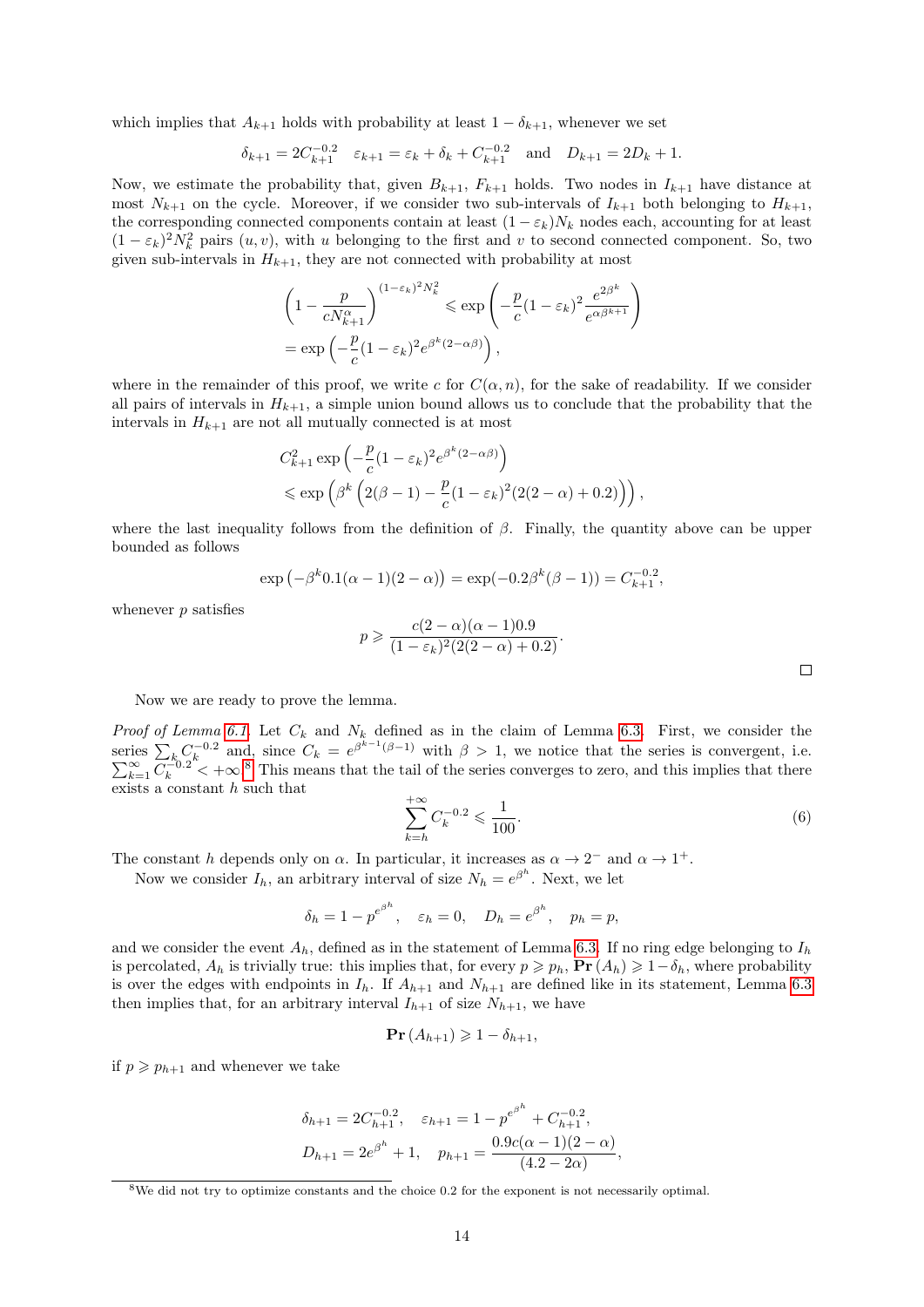which implies that $A_{k+1}$ holds with probability at least $1 - \delta_{k+1}$, whenever we set

$$\delta_{k+1} = 2C_{k+1}^{-0.2} \quad \varepsilon_{k+1} = \varepsilon_k + \delta_k + C_{k+1}^{-0.2} \quad \text{and} \quad D_{k+1} = 2D_k + 1.$$

Now, we estimate the probability that, given $B_{k+1}$, $F_{k+1}$ holds. Two nodes in $I_{k+1}$ have distance at most $N_{k+1}$ on the cycle. Moreover, if we consider two sub-intervals of $I_{k+1}$ both belonging to $H_{k+1}$, the corresponding connected components contain at least $(1-\varepsilon_k)N_k$ nodes each, accounting for at least $(1-\varepsilon_k)^2 N_k^2$ pairs $(u, v)$, with $u$ belonging to the first and $v$ to second connected component. So, two given sub-intervals in $H_{k+1}$, they are not connected with probability at most

$$\left(1 - \frac{p}{cN_{k+1}^{\alpha}}\right)^{(1-\varepsilon_k)^2 N_k^2} \leqslant \exp\left(-\frac{p}{c}(1-\varepsilon_k)^2 \frac{e^{2\beta^k}}{e^{\alpha\beta^{k+1}}}\right)$$
$$= \exp\left(-\frac{p}{c}(1-\varepsilon_k)^2 e^{\beta^k(2-\alpha\beta)}\right),$$

where in the remainder of this proof, we write $c$ for $C(\alpha, n)$, for the sake of readability. If we consider all pairs of intervals in $H_{k+1}$, a simple union bound allows us to conclude that the probability that the intervals in $H_{k+1}$ are not all mutually connected is at most

$$C_{k+1}^2 \exp\left(-\frac{p}{c}(1-\varepsilon_k)^2 e^{\beta^k(2-\alpha\beta)}\right)$$
$$\leqslant \exp\left(\beta^k\left(2(\beta-1) - \frac{p}{c}(1-\varepsilon_k)^2(2(2-\alpha)+0.2)\right)\right),$$

where the last inequality follows from the definition of $\beta$. Finally, the quantity above can be upper bounded as follows

$$\exp\left(-\beta^k 0.1(\alpha-1)(2-\alpha)\right) = \exp(-0.2\beta^k(\beta-1)) = C_{k+1}^{-0.2},$$

whenever $p$ satisfies

$$p \geqslant \frac{c(2-\alpha)(\alpha-1)0.9}{(1-\varepsilon_k)^2(2(2-\alpha)+0.2)}.$$

□

Now we are ready to prove the lemma.

*Proof of Lemma 6.1.* Let $C_k$ and $N_k$ defined as in the claim of Lemma 6.3. First, we consider the series $\sum_k C_k^{-0.2}$ and, since $C_k = e^{\beta^{k-1}(\beta-1)}$ with $\beta > 1$, we notice that the series is convergent, i.e. $\sum_{k=1}^{\infty} C_k^{-0.2} < +\infty$.[8] This means that the tail of the series converges to zero, and this implies that there exists a constant $h$ such that

$$\sum_{k=h}^{+\infty} C_k^{-0.2} \leqslant \frac{1}{100}. \tag{6}$$

The constant $h$ depends only on $\alpha$. In particular, it increases as $\alpha \to 2^-$ and $\alpha \to 1^+$.

Now we consider $I_h$, an arbitrary interval of size $N_h = e^{\beta^h}$. Next, we let

$$\delta_h = 1 - p^{e^{\beta^h}}, \quad \varepsilon_h = 0, \quad D_h = e^{\beta^h}, \quad p_h = p,$$

and we consider the event $A_h$, defined as in the statement of Lemma 6.3. If no ring edge belonging to $I_h$ is percolated, $A_h$ is trivially true: this implies that, for every $p \geqslant p_h$, $\mathbf{Pr}(A_h) \geqslant 1 - \delta_h$, where probability is over the edges with endpoints in $I_h$. If $A_{h+1}$ and $N_{h+1}$ are defined like in its statement, Lemma 6.3 then implies that, for an arbitrary interval $I_{h+1}$ of size $N_{h+1}$, we have

$$\mathbf{Pr}(A_{h+1}) \geqslant 1 - \delta_{h+1},$$

if $p \geqslant p_{h+1}$ and whenever we take

$$\delta_{h+1} = 2C_{h+1}^{-0.2}, \quad \varepsilon_{h+1} = 1 - p^{e^{\beta^h}} + C_{h+1}^{-0.2},$$
$$D_{h+1} = 2e^{\beta^h} + 1, \quad p_{h+1} = \frac{0.9c(\alpha-1)(2-\alpha)}{(4.2-2\alpha)},$$

[8] We did not try to optimize constants and the choice 0.2 for the exponent is not necessarily optimal.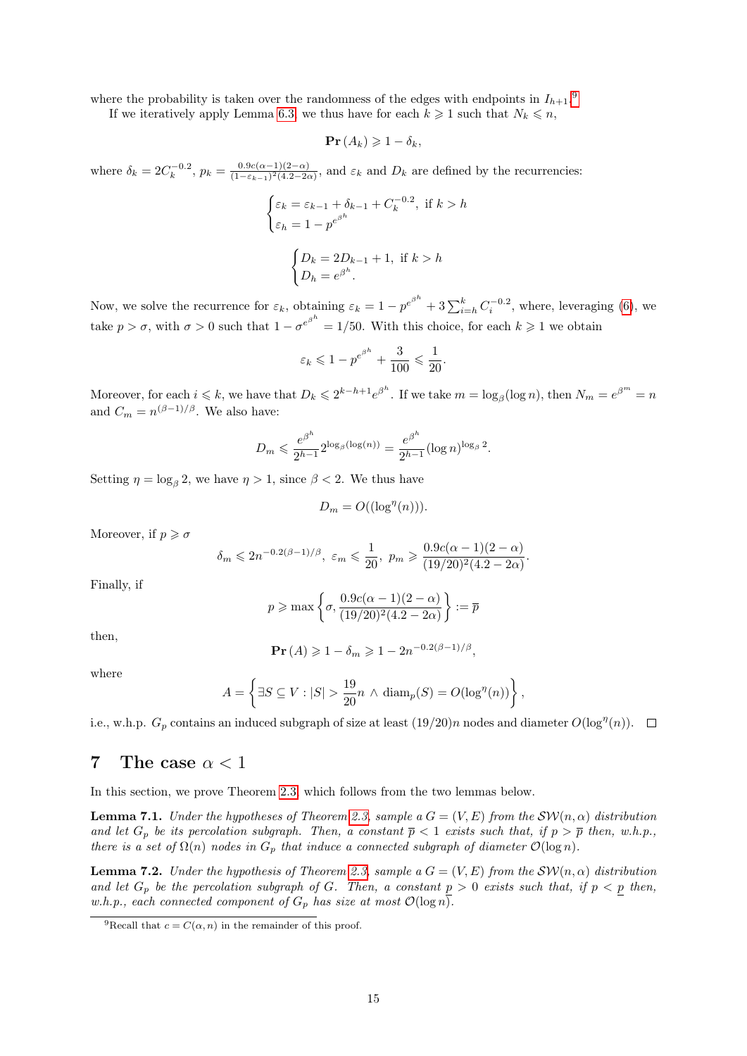where the probability is taken over the randomness of the edges with endpoints in $I_{h+1}$.[9]

If we iteratively apply Lemma 6.3, we thus have for each $k \geqslant 1$ such that $N_k \leqslant n$,

$$\mathbf{Pr}\left(A_k\right) \geqslant 1 - \delta_k,$$

where $\delta_k = 2C_k^{-0.2}$, $p_k = \frac{0.9c(\alpha-1)(2-\alpha)}{(1-\varepsilon_{k-1})^2(4.2-2\alpha)}$, and $\varepsilon_k$ and $D_k$ are defined by the recurrencies:

$$\begin{cases} \varepsilon_k = \varepsilon_{k-1} + \delta_{k-1} + C_k^{-0.2}, \text{ if } k > h \\ \varepsilon_h = 1 - p^{e^{\beta^h}} \end{cases}$$

$$\begin{cases} D_k = 2D_{k-1} + 1, \text{ if } k > h \\ D_h = e^{\beta^h}. \end{cases}$$

Now, we solve the recurrence for $\varepsilon_k$, obtaining $\varepsilon_k = 1 - p^{e^{\beta^h}} + 3\sum_{i=h}^{k} C_i^{-0.2}$, where, leveraging (6), we take $p > \sigma$, with $\sigma > 0$ such that $1 - \sigma^{e^{\beta^h}} = 1/50$. With this choice, for each $k \geqslant 1$ we obtain

$$\varepsilon_k \leqslant 1 - p^{e^{\beta^h}} + \frac{3}{100} \leqslant \frac{1}{20}.$$

Moreover, for each $i \leqslant k$, we have that $D_k \leqslant 2^{k-h+1}e^{\beta^h}$. If we take $m = \log_\beta(\log n)$, then $N_m = e^{\beta^m} = n$ and $C_m = n^{(\beta-1)/\beta}$. We also have:

$$D_m \leqslant \frac{e^{\beta^h}}{2^{h-1}} 2^{\log_\beta(\log(n))} = \frac{e^{\beta^h}}{2^{h-1}} (\log n)^{\log_\beta 2}.$$

Setting $\eta = \log_\beta 2$, we have $\eta > 1$, since $\beta < 2$. We thus have

$$D_m = O((\log^\eta(n))).$$

Moreover, if $p \geqslant \sigma$

$$\delta_m \leqslant 2n^{-0.2(\beta-1)/\beta},\ \varepsilon_m \leqslant \frac{1}{20},\ p_m \geqslant \frac{0.9c(\alpha-1)(2-\alpha)}{(19/20)^2(4.2-2\alpha)}.$$

Finally, if

$$p \geqslant \max\left\{\sigma, \frac{0.9c(\alpha-1)(2-\alpha)}{(19/20)^2(4.2-2\alpha)}\right\} := \overline{p}$$

then,

$$\mathbf{Pr}\left(A\right) \geqslant 1 - \delta_m \geqslant 1 - 2n^{-0.2(\beta-1)/\beta},$$

where

$$A = \left\{\exists S \subseteq V : |S| > \frac{19}{20}n \wedge \operatorname{diam}_p(S) = O(\log^\eta(n))\right\},$$

i.e., w.h.p. $G_p$ contains an induced subgraph of size at least $(19/20)n$ nodes and diameter $O(\log^\eta(n))$. ☐

## 7 The case $\alpha < 1$

In this section, we prove Theorem 2.3, which follows from the two lemmas below.

**Lemma 7.1.** *Under the hypotheses of Theorem 2.3, sample a $G = (V, E)$ from the $\mathcal{SW}(n, \alpha)$ distribution and let $G_p$ be its percolation subgraph. Then, a constant $\overline{p} < 1$ exists such that, if $p > \overline{p}$ then, w.h.p., there is a set of $\Omega(n)$ nodes in $G_p$ that induce a connected subgraph of diameter $\mathcal{O}(\log n)$.*

**Lemma 7.2.** *Under the hypothesis of Theorem 2.3, sample a $G = (V, E)$ from the $\mathcal{SW}(n, \alpha)$ distribution and let $G_p$ be the percolation subgraph of $G$. Then, a constant $\underline{p} > 0$ exists such that, if $p < \underline{p}$ then, w.h.p., each connected component of $G_p$ has size at most $\mathcal{O}(\log n)$.*

[9] Recall that $c = C(\alpha, n)$ in the remainder of this proof.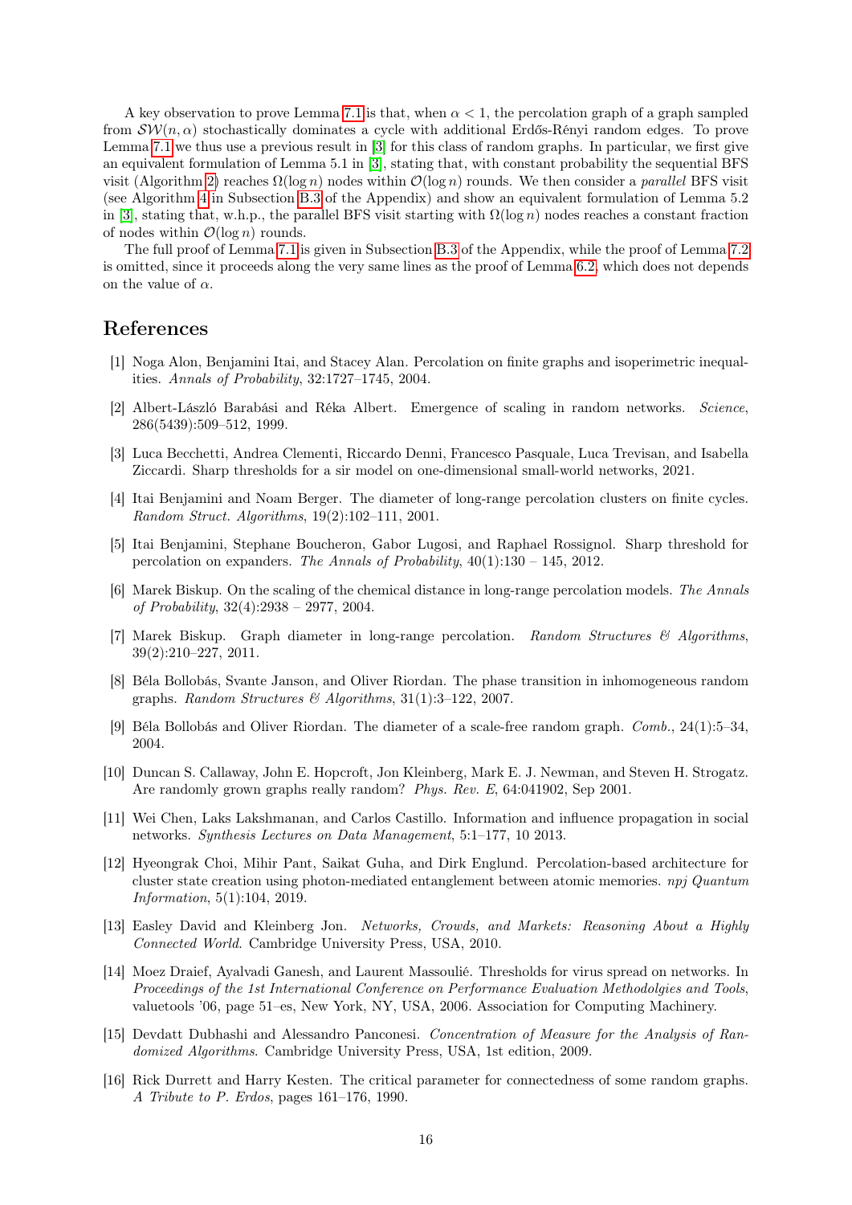A key observation to prove Lemma 7.1 is that, when $\alpha < 1$, the percolation graph of a graph sampled from $\mathcal{SW}(n, \alpha)$ stochastically dominates a cycle with additional Erdős-Rényi random edges. To prove Lemma 7.1 we thus use a previous result in [3] for this class of random graphs. In particular, we first give an equivalent formulation of Lemma 5.1 in [3], stating that, with constant probability the sequential BFS visit (Algorithm 2) reaches $\Omega(\log n)$ nodes within $\mathcal{O}(\log n)$ rounds. We then consider a *parallel* BFS visit (see Algorithm 4 in Subsection B.3 of the Appendix) and show an equivalent formulation of Lemma 5.2 in [3], stating that, w.h.p., the parallel BFS visit starting with $\Omega(\log n)$ nodes reaches a constant fraction of nodes within $\mathcal{O}(\log n)$ rounds.

The full proof of Lemma 7.1 is given in Subsection B.3 of the Appendix, while the proof of Lemma 7.2 is omitted, since it proceeds along the very same lines as the proof of Lemma 6.2, which does not depends on the value of $\alpha$.

## References

[1] Noga Alon, Benjamini Itai, and Stacey Alan. Percolation on finite graphs and isoperimetric inequalities. *Annals of Probability*, 32:1727–1745, 2004.

[2] Albert-László Barabási and Réka Albert. Emergence of scaling in random networks. *Science*, 286(5439):509–512, 1999.

[3] Luca Becchetti, Andrea Clementi, Riccardo Denni, Francesco Pasquale, Luca Trevisan, and Isabella Ziccardi. Sharp thresholds for a sir model on one-dimensional small-world networks, 2021.

[4] Itai Benjamini and Noam Berger. The diameter of long-range percolation clusters on finite cycles. *Random Struct. Algorithms*, 19(2):102–111, 2001.

[5] Itai Benjamini, Stephane Boucheron, Gabor Lugosi, and Raphael Rossignol. Sharp threshold for percolation on expanders. *The Annals of Probability*, 40(1):130 – 145, 2012.

[6] Marek Biskup. On the scaling of the chemical distance in long-range percolation models. *The Annals of Probability*, 32(4):2938 – 2977, 2004.

[7] Marek Biskup. Graph diameter in long-range percolation. *Random Structures & Algorithms*, 39(2):210–227, 2011.

[8] Béla Bollobás, Svante Janson, and Oliver Riordan. The phase transition in inhomogeneous random graphs. *Random Structures & Algorithms*, 31(1):3–122, 2007.

[9] Béla Bollobás and Oliver Riordan. The diameter of a scale-free random graph. *Comb.*, 24(1):5–34, 2004.

[10] Duncan S. Callaway, John E. Hopcroft, Jon Kleinberg, Mark E. J. Newman, and Steven H. Strogatz. Are randomly grown graphs really random? *Phys. Rev. E*, 64:041902, Sep 2001.

[11] Wei Chen, Laks Lakshmanan, and Carlos Castillo. Information and influence propagation in social networks. *Synthesis Lectures on Data Management*, 5:1–177, 10 2013.

[12] Hyeongrak Choi, Mihir Pant, Saikat Guha, and Dirk Englund. Percolation-based architecture for cluster state creation using photon-mediated entanglement between atomic memories. *npj Quantum Information*, 5(1):104, 2019.

[13] Easley David and Kleinberg Jon. *Networks, Crowds, and Markets: Reasoning About a Highly Connected World*. Cambridge University Press, USA, 2010.

[14] Moez Draief, Ayalvadi Ganesh, and Laurent Massoulié. Thresholds for virus spread on networks. In *Proceedings of the 1st International Conference on Performance Evaluation Methodolgies and Tools*, valuetools '06, page 51–es, New York, NY, USA, 2006. Association for Computing Machinery.

[15] Devdatt Dubhashi and Alessandro Panconesi. *Concentration of Measure for the Analysis of Randomized Algorithms*. Cambridge University Press, USA, 1st edition, 2009.

[16] Rick Durrett and Harry Kesten. The critical parameter for connectedness of some random graphs. *A Tribute to P. Erdos*, pages 161–176, 1990.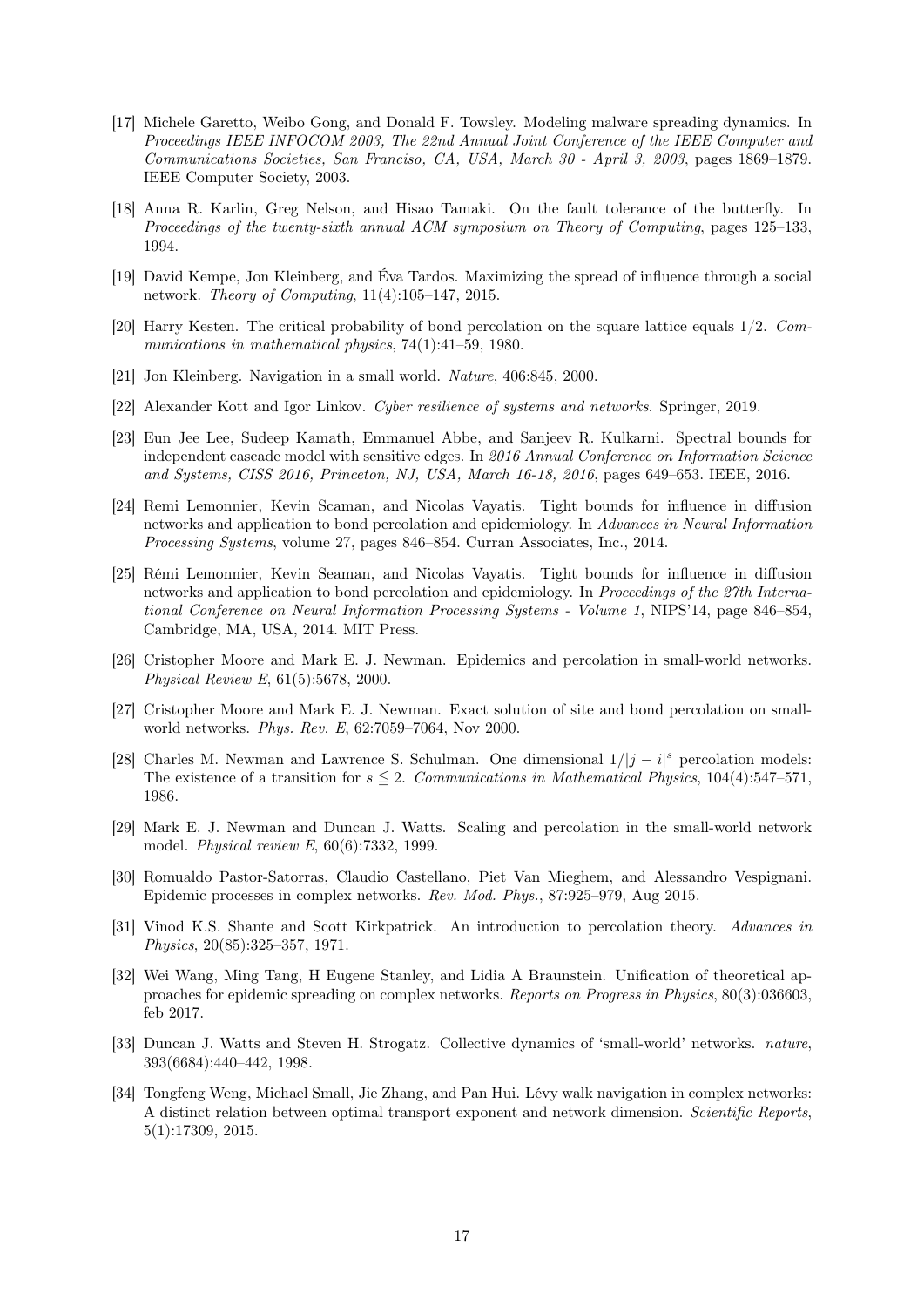[17] Michele Garetto, Weibo Gong, and Donald F. Towsley. Modeling malware spreading dynamics. In *Proceedings IEEE INFOCOM 2003, The 22nd Annual Joint Conference of the IEEE Computer and Communications Societies, San Franciso, CA, USA, March 30 - April 3, 2003*, pages 1869–1879. IEEE Computer Society, 2003.

[18] Anna R. Karlin, Greg Nelson, and Hisao Tamaki. On the fault tolerance of the butterfly. In *Proceedings of the twenty-sixth annual ACM symposium on Theory of Computing*, pages 125–133, 1994.

[19] David Kempe, Jon Kleinberg, and Éva Tardos. Maximizing the spread of influence through a social network. *Theory of Computing*, 11(4):105–147, 2015.

[20] Harry Kesten. The critical probability of bond percolation on the square lattice equals 1/2. *Communications in mathematical physics*, 74(1):41–59, 1980.

[21] Jon Kleinberg. Navigation in a small world. *Nature*, 406:845, 2000.

[22] Alexander Kott and Igor Linkov. *Cyber resilience of systems and networks*. Springer, 2019.

[23] Eun Jee Lee, Sudeep Kamath, Emmanuel Abbe, and Sanjeev R. Kulkarni. Spectral bounds for independent cascade model with sensitive edges. In *2016 Annual Conference on Information Science and Systems, CISS 2016, Princeton, NJ, USA, March 16-18, 2016*, pages 649–653. IEEE, 2016.

[24] Remi Lemonnier, Kevin Scaman, and Nicolas Vayatis. Tight bounds for influence in diffusion networks and application to bond percolation and epidemiology. In *Advances in Neural Information Processing Systems*, volume 27, pages 846–854. Curran Associates, Inc., 2014.

[25] Rémi Lemonnier, Kevin Seaman, and Nicolas Vayatis. Tight bounds for influence in diffusion networks and application to bond percolation and epidemiology. In *Proceedings of the 27th International Conference on Neural Information Processing Systems - Volume 1*, NIPS'14, page 846–854, Cambridge, MA, USA, 2014. MIT Press.

[26] Cristopher Moore and Mark E. J. Newman. Epidemics and percolation in small-world networks. *Physical Review E*, 61(5):5678, 2000.

[27] Cristopher Moore and Mark E. J. Newman. Exact solution of site and bond percolation on small-world networks. *Phys. Rev. E*, 62:7059–7064, Nov 2000.

[28] Charles M. Newman and Lawrence S. Schulman. One dimensional $1/|j-i|^s$ percolation models: The existence of a transition for $s \leqq 2$. *Communications in Mathematical Physics*, 104(4):547–571, 1986.

[29] Mark E. J. Newman and Duncan J. Watts. Scaling and percolation in the small-world network model. *Physical review E*, 60(6):7332, 1999.

[30] Romualdo Pastor-Satorras, Claudio Castellano, Piet Van Mieghem, and Alessandro Vespignani. Epidemic processes in complex networks. *Rev. Mod. Phys.*, 87:925–979, Aug 2015.

[31] Vinod K.S. Shante and Scott Kirkpatrick. An introduction to percolation theory. *Advances in Physics*, 20(85):325–357, 1971.

[32] Wei Wang, Ming Tang, H Eugene Stanley, and Lidia A Braunstein. Unification of theoretical approaches for epidemic spreading on complex networks. *Reports on Progress in Physics*, 80(3):036603, feb 2017.

[33] Duncan J. Watts and Steven H. Strogatz. Collective dynamics of 'small-world' networks. *nature*, 393(6684):440–442, 1998.

[34] Tongfeng Weng, Michael Small, Jie Zhang, and Pan Hui. Lévy walk navigation in complex networks: A distinct relation between optimal transport exponent and network dimension. *Scientific Reports*, 5(1):17309, 2015.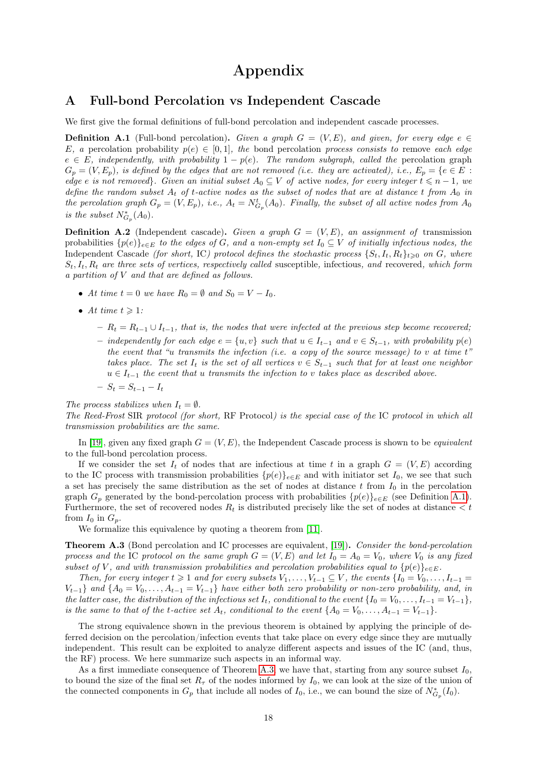# Appendix

## A Full-bond Percolation vs Independent Cascade

We first give the formal definitions of full-bond percolation and independent cascade processes.

**Definition A.1** (Full-bond percolation)**.** *Given a graph $G = (V, E)$, and given, for every edge $e \in E$, a* percolation probability *$p(e) \in [0, 1]$, the* bond percolation *process consists to remove each edge $e \in E$, independently, with probability $1 - p(e)$. The random subgraph, called the* percolation graph *$G_p = (V, E_p)$, is defined by the edges that are not removed (i.e. they are activated), i.e., $E_p = \{e \in E :$ edge $e$ is not removed$\}$. Given an initial subset $A_0 \subseteq V$ of* active *nodes, for every integer $t \leqslant n - 1$, we define the random subset $A_t$ of $t$-active nodes as the subset of nodes that are at distance $t$ from $A_0$ in the percolation graph $G_p = (V, E_p)$, i.e., $A_t = N^t_{G_p}(A_0)$. Finally, the subset of all active nodes from $A_0$ is the subset $N^*_{G_p}(A_0)$.*

**Definition A.2** (Independent cascade)**.** *Given a graph $G = (V, E)$, an assignment of* transmission *probabilities $\{p(e)\}_{e \in E}$ to the edges of $G$, and a non-empty set $I_0 \subseteq V$ of initially infectious nodes, the* Independent Cascade *(for short,* IC*) protocol defines the stochastic process $\{S_t, I_t, R_t\}_{t \geqslant 0}$ on $G$, where $S_t, I_t, R_t$ are three sets of vertices, respectively called* susceptible*,* infectious*, and* recovered*, which form a partition of $V$ and that are defined as follows.*

- *At time $t = 0$ we have $R_0 = \emptyset$ and $S_0 = V - I_0$.*
- *At time $t \geqslant 1$:*
  - *$R_t = R_{t-1} \cup I_{t-1}$, that is, the nodes that were infected at the previous step become recovered;*
  - *independently for each edge $e = \{u, v\}$ such that $u \in I_{t-1}$ and $v \in S_{t-1}$, with probability $p(e)$ the event that "$u$ transmits the infection (i.e. a copy of the source message) to $v$ at time $t$" takes place. The set $I_t$ is the set of all vertices $v \in S_{t-1}$ such that for at least one neighbor $u \in I_{t-1}$ the event that $u$ transmits the infection to $v$ takes place as described above.*
  - *$S_t = S_{t-1} - I_t$*

*The process stabilizes when $I_t = \emptyset$.*
*The Reed-Frost* SIR *protocol (for short,* RF Protocol*) is the special case of the* IC *protocol in which all transmission probabilities are the same.*

In [19], given any fixed graph $G = (V, E)$, the Independent Cascade process is shown to be *equivalent* to the full-bond percolation process.

If we consider the set $I_t$ of nodes that are infectious at time $t$ in a graph $G = (V, E)$ according to the IC process with transmission probabilities $\{p(e)\}_{e \in E}$ and with initiator set $I_0$, we see that such a set has precisely the same distribution as the set of nodes at distance $t$ from $I_0$ in the percolation graph $G_p$ generated by the bond-percolation process with probabilities $\{p(e)\}_{e \in E}$ (see Definition A.1). Furthermore, the set of recovered nodes $R_t$ is distributed precisely like the set of nodes at distance $< t$ from $I_0$ in $G_p$.

We formalize this equivalence by quoting a theorem from [11].

**Theorem A.3** (Bond percolation and IC processes are equivalent, [19])**.** *Consider the bond-percolation process and the* IC *protocol on the same graph $G = (V, E)$ and let $I_0 = A_0 = V_0$, where $V_0$ is any fixed subset of $V$, and with transmission probabilities and percolation probabilities equal to $\{p(e)\}_{e \in E}$.*

*Then, for every integer $t \geqslant 1$ and for every subsets $V_1, \ldots, V_{t-1} \subseteq V$, the events $\{I_0 = V_0, \ldots, I_{t-1} = V_{t-1}\}$ and $\{A_0 = V_0, \ldots, A_{t-1} = V_{t-1}\}$ have either both zero probability or non-zero probability, and, in the latter case, the distribution of the infectious set $I_t$, conditional to the event $\{I_0 = V_0, \ldots, I_{t-1} = V_{t-1}\}$, is the same to that of the $t$-active set $A_t$, conditional to the event $\{A_0 = V_0, \ldots, A_{t-1} = V_{t-1}\}$.*

The strong equivalence shown in the previous theorem is obtained by applying the principle of deferred decision on the percolation/infection events that take place on every edge since they are mutually independent. This result can be exploited to analyze different aspects and issues of the IC (and, thus, the RF) process. We here summarize such aspects in an informal way.

As a first immediate consequence of Theorem A.3, we have that, starting from any source subset $I_0$, to bound the size of the final set $R_\tau$ of the nodes informed by $I_0$, we can look at the size of the union of the connected components in $G_p$ that include all nodes of $I_0$, i.e., we can bound the size of $N^*_{G_p}(I_0)$.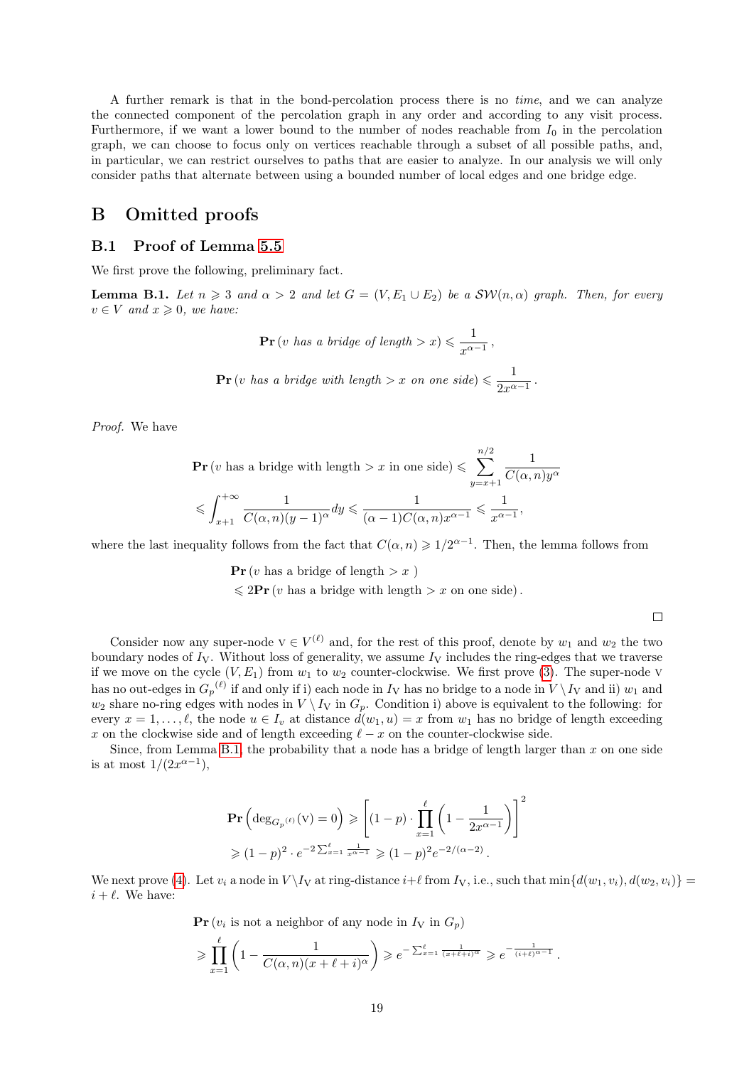A further remark is that in the bond-percolation process there is no *time*, and we can analyze the connected component of the percolation graph in any order and according to any visit process. Furthermore, if we want a lower bound to the number of nodes reachable from $I_0$ in the percolation graph, we can choose to focus only on vertices reachable through a subset of all possible paths, and, in particular, we can restrict ourselves to paths that are easier to analyze. In our analysis we will only consider paths that alternate between using a bounded number of local edges and one bridge edge.

# B Omitted proofs

## B.1 Proof of Lemma 5.5

We first prove the following, preliminary fact.

**Lemma B.1.** *Let $n \geqslant 3$ and $\alpha > 2$ and let $G = (V, E_1 \cup E_2)$ be a $\mathcal{SW}(n,\alpha)$ graph. Then, for every $v \in V$ and $x \geqslant 0$, we have:*

$$\mathbf{Pr}\left(v \text{ has a bridge of length} > x\right) \leqslant \frac{1}{x^{\alpha-1}}\,,$$

$$\mathbf{Pr}\left(v \text{ has a bridge with length} > x \text{ on one side}\right) \leqslant \frac{1}{2x^{\alpha-1}}\,.$$

*Proof.* We have

$$\mathbf{Pr}\left(v \text{ has a bridge with length} > x \text{ in one side}\right) \leqslant \sum_{y=x+1}^{n/2} \frac{1}{C(\alpha,n)y^{\alpha}}$$
$$\leqslant \int_{x+1}^{+\infty} \frac{1}{C(\alpha,n)(y-1)^{\alpha}}dy \leqslant \frac{1}{(\alpha-1)C(\alpha,n)x^{\alpha-1}} \leqslant \frac{1}{x^{\alpha-1}},$$

where the last inequality follows from the fact that $C(\alpha,n) \geqslant 1/2^{\alpha-1}$. Then, the lemma follows from

$$\mathbf{Pr}\left(v \text{ has a bridge of length} > x\ \right)$$
$$\leqslant 2\mathbf{Pr}\left(v \text{ has a bridge with length} > x \text{ on one side}\right).$$

□

Consider now any super-node $\mathrm{v} \in V^{(\ell)}$ and, for the rest of this proof, denote by $w_1$ and $w_2$ the two boundary nodes of $I_{\mathrm{V}}$. Without loss of generality, we assume $I_{\mathrm{V}}$ includes the ring-edges that we traverse if we move on the cycle $(V, E_1)$ from $w_1$ to $w_2$ counter-clockwise. We first prove (3). The super-node v has no out-edges in ${G_p}^{(\ell)}$ if and only if i) each node in $I_{\mathrm{V}}$ has no bridge to a node in $V \setminus I_{\mathrm{V}}$ and ii) $w_1$ and $w_2$ share no-ring edges with nodes in $V \setminus I_{\mathrm{V}}$ in $G_p$. Condition i) above is equivalent to the following: for every $x = 1, \dots, \ell$, the node $u \in I_v$ at distance $d(w_1, u) = x$ from $w_1$ has no bridge of length exceeding $x$ on the clockwise side and of length exceeding $\ell - x$ on the counter-clockwise side.

Since, from Lemma B.1, the probability that a node has a bridge of length larger than $x$ on one side is at most $1/(2x^{\alpha-1})$,

$$\mathbf{Pr}\left(\deg_{G_p{}^{(\ell)}}(\mathrm{v}) = 0\right) \geqslant \left[(1-p)\cdot \prod_{x=1}^{\ell}\left(1 - \frac{1}{2x^{\alpha-1}}\right)\right]^2$$
$$\geqslant (1-p)^2 \cdot e^{-2\sum_{x=1}^{\ell}\frac{1}{x^{\alpha-1}}} \geqslant (1-p)^2 e^{-2/(\alpha-2)}\,.$$

We next prove (4). Let $v_i$ a node in $V \setminus I_{\mathrm{V}}$ at ring-distance $i+\ell$ from $I_{\mathrm{V}}$, i.e., such that $\min\{d(w_1,v_i), d(w_2,v_i)\} = i + \ell$. We have:

$$\mathbf{Pr}\left(v_i \text{ is not a neighbor of any node in } I_{\mathrm{V}} \text{ in } G_p\right)$$
$$\geqslant \prod_{x=1}^{\ell}\left(1 - \frac{1}{C(\alpha,n)(x+\ell+i)^{\alpha}}\right) \geqslant e^{-\sum_{x=1}^{\ell}\frac{1}{(x+\ell+i)^{\alpha}}} \geqslant e^{-\frac{1}{(i+\ell)^{\alpha-1}}}\,.$$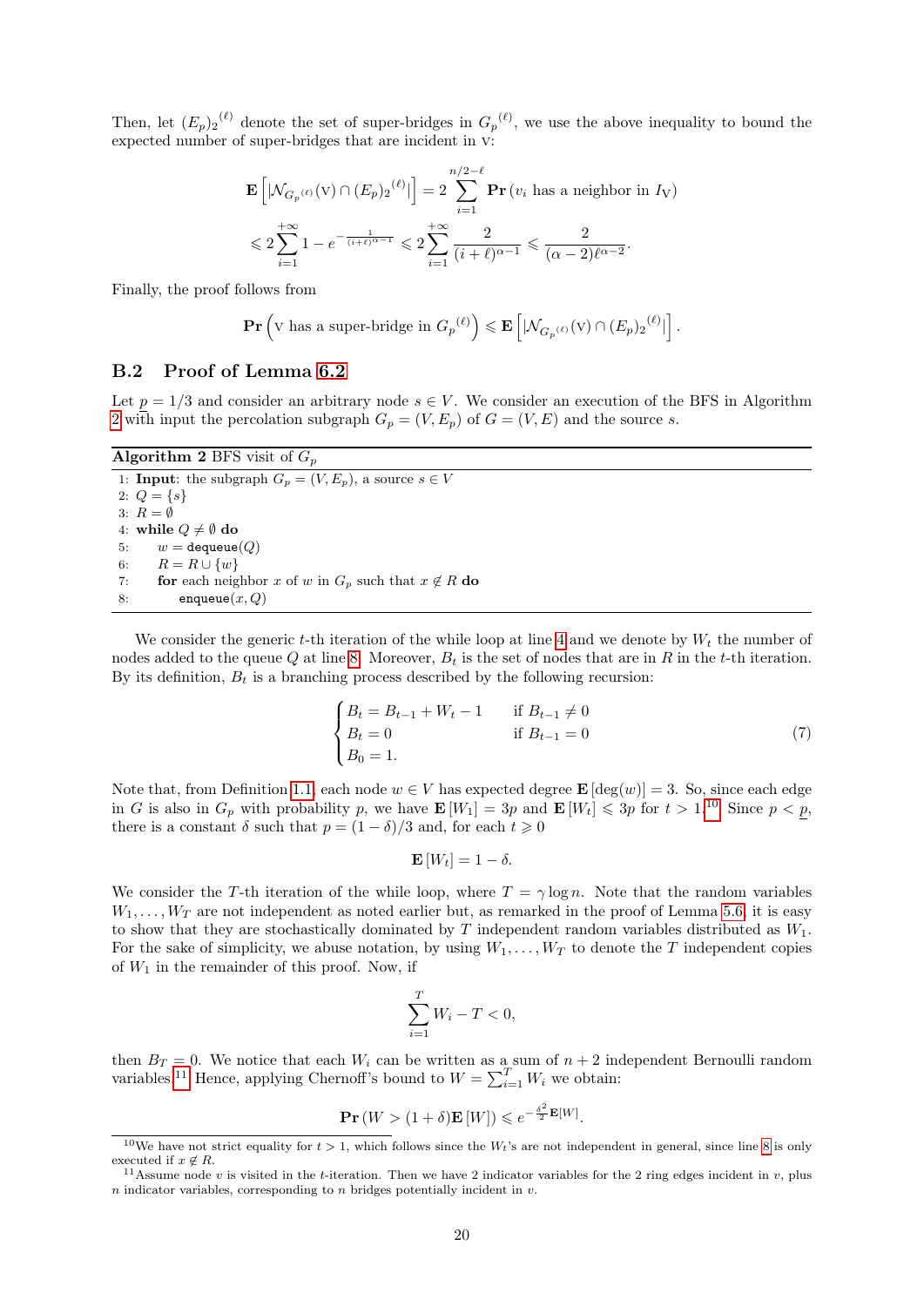Then, let ${(E_p)_2}^{(\ell)}$ denote the set of super-bridges in ${G_p}^{(\ell)}$, we use the above inequality to bound the expected number of super-bridges that are incident in v:

$$
\mathbf{E}\left[ |\mathcal{N}_{{G_p}^{(\ell)}}(\mathrm{v}) \cap {(E_p)_2}^{(\ell)}| \right] = 2 \sum_{i=1}^{n/2-\ell} \mathbf{Pr}\left( v_i \text{ has a neighbor in } I_{\mathrm{V}} \right)
$$

$$
\leqslant 2 \sum_{i=1}^{+\infty} 1 - e^{-\frac{1}{(i+\ell)^{\alpha-1}}} \leqslant 2 \sum_{i=1}^{+\infty} \frac{2}{(i+\ell)^{\alpha-1}} \leqslant \frac{2}{(\alpha-2)\ell^{\alpha-2}}.
$$

Finally, the proof follows from

$$
\mathbf{Pr}\left( \mathrm{v} \text{ has a super-bridge in } {G_p}^{(\ell)} \right) \leqslant \mathbf{E}\left[ |\mathcal{N}_{{G_p}^{(\ell)}}(\mathrm{v}) \cap {(E_p)_2}^{(\ell)}| \right].
$$

## B.2 Proof of Lemma 6.2

Let $p = 1/3$ and consider an arbitrary node $s \in V$. We consider an execution of the BFS in Algorithm 2 with input the percolation subgraph $G_p = (V, E_p)$ of $G = (V, E)$ and the source $s$.

**Algorithm 2** BFS visit of $G_p$

```
1: Input: the subgraph G_p = (V, E_p), a source s ∈ V
2: Q = {s}
3: R = ∅
4: while Q ≠ ∅ do
5:     w = dequeue(Q)
6:     R = R ∪ {w}
7:     for each neighbor x of w in G_p such that x ∉ R do
8:         enqueue(x, Q)
```

We consider the generic $t$-th iteration of the while loop at line 4 and we denote by $W_t$ the number of nodes added to the queue $Q$ at line 8. Moreover, $B_t$ is the set of nodes that are in $R$ in the $t$-th iteration. By its definition, $B_t$ is a branching process described by the following recursion:

$$
\begin{cases}
B_t = B_{t-1} + W_t - 1 & \text{if } B_{t-1} \neq 0 \\
B_t = 0 & \text{if } B_{t-1} = 0 \\
B_0 = 1.
\end{cases}
\tag{7}
$$

Note that, from Definition 1.1, each node $w \in V$ has expected degree $\mathbf{E}\left[\deg(w)\right] = 3$. So, since each edge in $G$ is also in $G_p$ with probability $p$, we have $\mathbf{E}\left[W_1\right] = 3p$ and $\mathbf{E}\left[W_t\right] \leqslant 3p$ for $t > 1$.[10] Since $p < \underline{p}$, there is a constant $\delta$ such that $p = (1-\delta)/3$ and, for each $t \geqslant 0$

$$
\mathbf{E}\left[W_t\right] = 1 - \delta.
$$

We consider the $T$-th iteration of the while loop, where $T = \gamma \log n$. Note that the random variables $W_1, \ldots, W_T$ are not independent as noted earlier but, as remarked in the proof of Lemma 5.6, it is easy to show that they are stochastically dominated by $T$ independent random variables distributed as $W_1$. For the sake of simplicity, we abuse notation, by using $W_1, \ldots, W_T$ to denote the $T$ independent copies of $W_1$ in the remainder of this proof. Now, if

$$
\sum_{i=1}^{T} W_i - T < 0,
$$

then $B_T = 0$. We notice that each $W_i$ can be written as a sum of $n+2$ independent Bernoulli random variables.[11] Hence, applying Chernoff's bound to $W = \sum_{i=1}^{T} W_i$ we obtain:

$$
\mathbf{Pr}\left(W > (1+\delta)\mathbf{E}\left[W\right]\right) \leqslant e^{-\frac{\delta^2}{2}\mathbf{E}[W]}.
$$

[10] We have not strict equality for $t > 1$, which follows since the $W_t$'s are not independent in general, since line 8 is only executed if $x \notin R$.

[11] Assume node $v$ is visited in the $t$-iteration. Then we have 2 indicator variables for the 2 ring edges incident in $v$, plus $n$ indicator variables, corresponding to $n$ bridges potentially incident in $v$.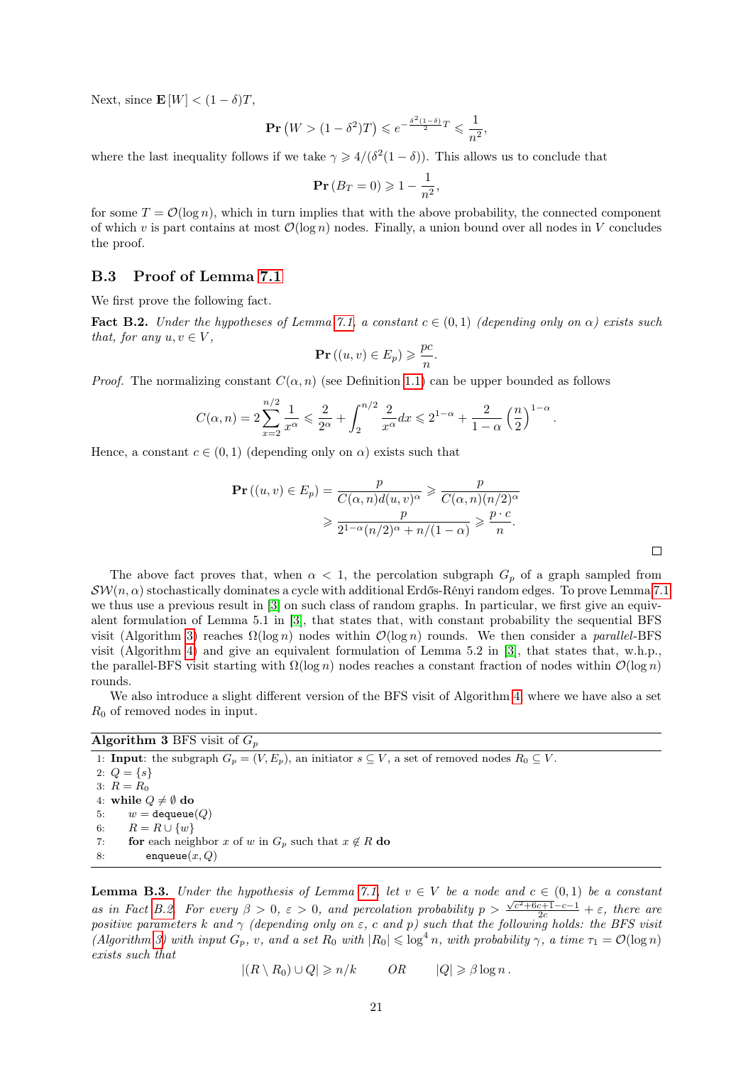Next, since $\mathbf{E}[W] < (1-\delta)T$,

$$\mathbf{Pr}\left(W > (1-\delta^2)T\right) \leqslant e^{-\frac{\delta^2(1-\delta)}{2}T} \leqslant \frac{1}{n^2},$$

where the last inequality follows if we take $\gamma \geqslant 4/(\delta^2(1-\delta))$. This allows us to conclude that

$$\mathbf{Pr}\left(B_T = 0\right) \geqslant 1 - \frac{1}{n^2},$$

for some $T = \mathcal{O}(\log n)$, which in turn implies that with the above probability, the connected component of which $v$ is part contains at most $\mathcal{O}(\log n)$ nodes. Finally, a union bound over all nodes in $V$ concludes the proof.

## B.3 Proof of Lemma 7.1

We first prove the following fact.

**Fact B.2.** *Under the hypotheses of Lemma 7.1, a constant $c \in (0,1)$ (depending only on $\alpha$) exists such that, for any $u, v \in V$,*

$$\mathbf{Pr}\left((u,v) \in E_p\right) \geqslant \frac{pc}{n}.$$

*Proof.* The normalizing constant $C(\alpha, n)$ (see Definition 1.1) can be upper bounded as follows

$$C(\alpha,n) = 2\sum_{x=2}^{n/2} \frac{1}{x^\alpha} \leqslant \frac{2}{2^\alpha} + \int_2^{n/2} \frac{2}{x^\alpha}dx \leqslant 2^{1-\alpha} + \frac{2}{1-\alpha}\left(\frac{n}{2}\right)^{1-\alpha}.$$

Hence, a constant $c \in (0,1)$ (depending only on $\alpha$) exists such that

$$\begin{aligned}\mathbf{Pr}\left((u,v) \in E_p\right) &= \frac{p}{C(\alpha,n)d(u,v)^\alpha} \geqslant \frac{p}{C(\alpha,n)(n/2)^\alpha} \\ &\geqslant \frac{p}{2^{1-\alpha}(n/2)^\alpha + n/(1-\alpha)} \geqslant \frac{p \cdot c}{n}.\end{aligned}$$

□

The above fact proves that, when $\alpha < 1$, the percolation subgraph $G_p$ of a graph sampled from $\mathcal{SW}(n,\alpha)$ stochastically dominates a cycle with additional Erdős-Rényi random edges. To prove Lemma 7.1 we thus use a previous result in [3] on such class of random graphs. In particular, we first give an equivalent formulation of Lemma 5.1 in [3], that states that, with constant probability the sequential BFS visit (Algorithm 3) reaches $\Omega(\log n)$ nodes within $\mathcal{O}(\log n)$ rounds. We then consider a *parallel*-BFS visit (Algorithm 4) and give an equivalent formulation of Lemma 5.2 in [3], that states that, w.h.p., the parallel-BFS visit starting with $\Omega(\log n)$ nodes reaches a constant fraction of nodes within $\mathcal{O}(\log n)$ rounds.

We also introduce a slight different version of the BFS visit of Algorithm 4, where we have also a set $R_0$ of removed nodes in input.

**Algorithm 3** BFS visit of $G_p$

```
1: Input: the subgraph G_p = (V, E_p), an initiator s ⊆ V, a set of removed nodes R_0 ⊆ V.
2: Q = {s}
3: R = R_0
4: while Q ≠ ∅ do
5:     w = dequeue(Q)
6:     R = R ∪ {w}
7:     for each neighbor x of w in G_p such that x ∉ R do
8:         enqueue(x, Q)
```

**Lemma B.3.** *Under the hypothesis of Lemma 7.1, let $v \in V$ be a node and $c \in (0,1)$ be a constant as in Fact B.2. For every $\beta > 0$, $\varepsilon > 0$, and percolation probability $p > \frac{\sqrt{c^2+6c+1}-c-1}{2c} + \varepsilon$, there are positive parameters $k$ and $\gamma$ (depending only on $\varepsilon$, $c$ and $p$) such that the following holds: the BFS visit (Algorithm 3) with input $G_p$, $v$, and a set $R_0$ with $|R_0| \leqslant \log^4 n$, with probability $\gamma$, a time $\tau_1 = \mathcal{O}(\log n)$ exists such that*

$$|(R \setminus R_0) \cup Q| \geqslant n/k \qquad \text{OR} \qquad |Q| \geqslant \beta \log n\,.$$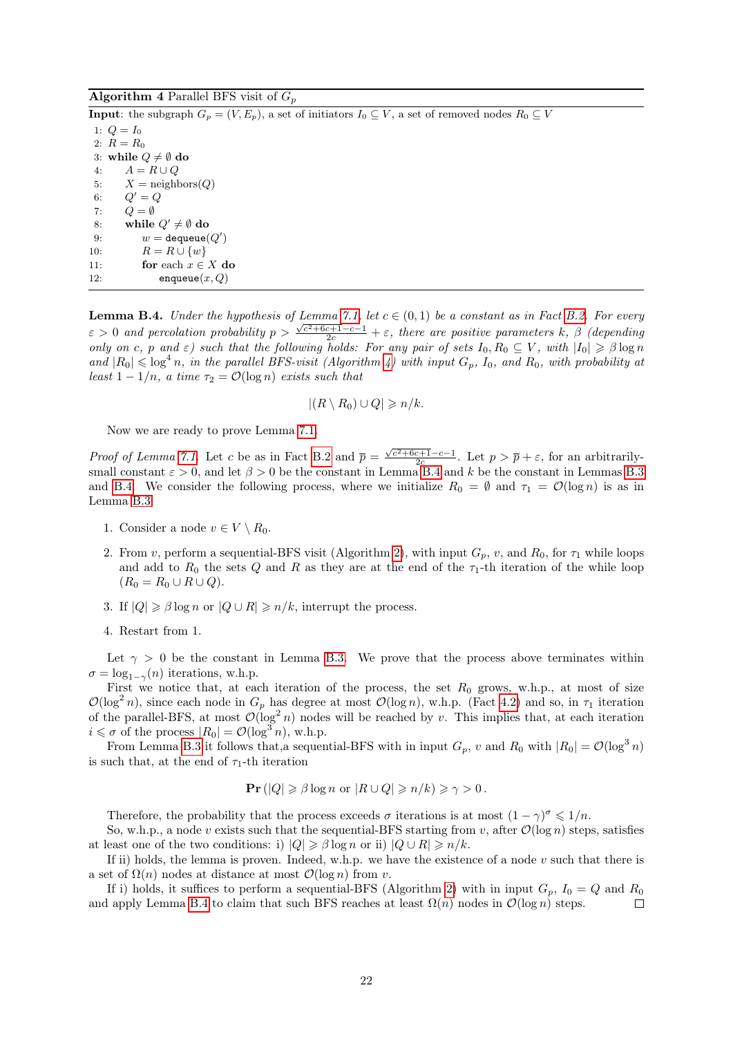**Algorithm 4** Parallel BFS visit of $G_p$

**Input**: the subgraph $G_p = (V, E_p)$, a set of initiators $I_0 \subseteq V$, a set of removed nodes $R_0 \subseteq V$

```
1:  Q = I_0
2:  R = R_0
3:  while Q ≠ ∅ do
4:      A = R ∪ Q
5:      X = neighbors(Q)
6:      Q' = Q
7:      Q = ∅
8:      while Q' ≠ ∅ do
9:          w = dequeue(Q')
10:         R = R ∪ {w}
11:         for each x ∈ X do
12:             enqueue(x, Q)
```

**Lemma B.4.** *Under the hypothesis of Lemma 7.1, let $c \in (0,1)$ be a constant as in Fact B.2. For every $\varepsilon > 0$ and percolation probability $p > \frac{\sqrt{c^2+6c+1}-c-1}{2c} + \varepsilon$, there are positive parameters $k$, $\beta$ (depending only on $c$, $p$ and $\varepsilon$) such that the following holds: For any pair of sets $I_0, R_0 \subseteq V$, with $|I_0| \geqslant \beta \log n$ and $|R_0| \leqslant \log^4 n$, in the parallel BFS-visit (Algorithm 4) with input $G_p$, $I_0$, and $R_0$, with probability at least $1 - 1/n$, a time $\tau_2 = \mathcal{O}(\log n)$ exists such that*

$$|(R \setminus R_0) \cup Q| \geqslant n/k.$$

Now we are ready to prove Lemma 7.1.

*Proof of Lemma 7.1.* Let $c$ be as in Fact B.2 and $\overline{p} = \frac{\sqrt{c^2+6c+1}-c-1}{2c}$. Let $p > \overline{p} + \varepsilon$, for an arbitrarily-small constant $\varepsilon > 0$, and let $\beta > 0$ be the constant in Lemma B.4 and $k$ be the constant in Lemmas B.3 and B.4. We consider the following process, where we initialize $R_0 = \emptyset$ and $\tau_1 = \mathcal{O}(\log n)$ is as in Lemma B.3.

1. Consider a node $v \in V \setminus R_0$.
2. From $v$, perform a sequential-BFS visit (Algorithm 2), with input $G_p$, $v$, and $R_0$, for $\tau_1$ while loops and add to $R_0$ the sets $Q$ and $R$ as they are at the end of the $\tau_1$-th iteration of the while loop ($R_0 = R_0 \cup R \cup Q$).
3. If $|Q| \geqslant \beta \log n$ or $|Q \cup R| \geqslant n/k$, interrupt the process.
4. Restart from 1.

Let $\gamma > 0$ be the constant in Lemma B.3. We prove that the process above terminates within $\sigma = \log_{1-\gamma}(n)$ iterations, w.h.p.

First we notice that, at each iteration of the process, the set $R_0$ grows, w.h.p., at most of size $\mathcal{O}(\log^2 n)$, since each node in $G_p$ has degree at most $\mathcal{O}(\log n)$, w.h.p. (Fact 4.2) and so, in $\tau_1$ iteration of the parallel-BFS, at most $\mathcal{O}(\log^2 n)$ nodes will be reached by $v$. This implies that, at each iteration $i \leqslant \sigma$ of the process $|R_0| = \mathcal{O}(\log^3 n)$, w.h.p.

From Lemma B.3 it follows that,a sequential-BFS with in input $G_p$, $v$ and $R_0$ with $|R_0| = \mathcal{O}(\log^3 n)$ is such that, at the end of $\tau_1$-th iteration

$$\mathbf{Pr}\left(|Q| \geqslant \beta \log n \text{ or } |R \cup Q| \geqslant n/k\right) \geqslant \gamma > 0\,.$$

Therefore, the probability that the process exceeds $\sigma$ iterations is at most $(1-\gamma)^\sigma \leqslant 1/n$.

So, w.h.p., a node $v$ exists such that the sequential-BFS starting from $v$, after $\mathcal{O}(\log n)$ steps, satisfies at least one of the two conditions: i) $|Q| \geqslant \beta \log n$ or ii) $|Q \cup R| \geqslant n/k$.

If ii) holds, the lemma is proven. Indeed, w.h.p. we have the existence of a node $v$ such that there is a set of $\Omega(n)$ nodes at distance at most $\mathcal{O}(\log n)$ from $v$.

If i) holds, it suffices to perform a sequential-BFS (Algorithm 2) with in input $G_p$, $I_0 = Q$ and $R_0$ and apply Lemma B.4 to claim that such BFS reaches at least $\Omega(n)$ nodes in $\mathcal{O}(\log n)$ steps. $\square$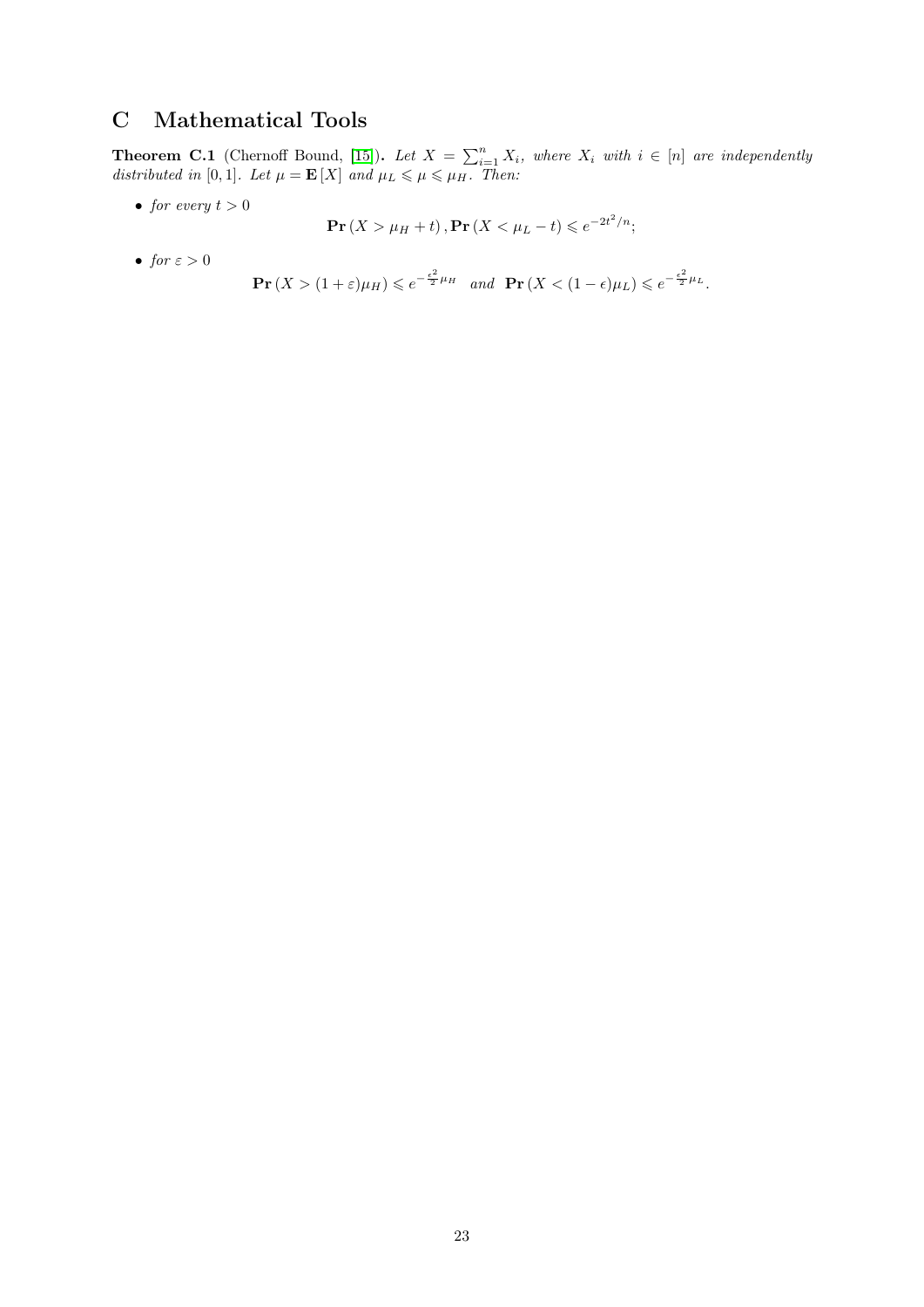# C Mathematical Tools

**Theorem C.1** (Chernoff Bound, [15])**.** *Let $X = \sum_{i=1}^{n} X_i$, where $X_i$ with $i \in [n]$ are independently distributed in $[0,1]$. Let $\mu = \mathbf{E}[X]$ and $\mu_L \leqslant \mu \leqslant \mu_H$. Then:*

- *for every $t > 0$*

$$\mathbf{Pr}\left(X > \mu_H + t\right), \mathbf{Pr}\left(X < \mu_L - t\right) \leqslant e^{-2t^2/n};$$

- *for $\varepsilon > 0$*

$$\mathbf{Pr}\left(X > (1+\varepsilon)\mu_H\right) \leqslant e^{-\frac{\varepsilon^2}{2}\mu_H} \quad \text{and} \quad \mathbf{Pr}\left(X < (1-\epsilon)\mu_L\right) \leqslant e^{-\frac{\epsilon^2}{2}\mu_L}.$$